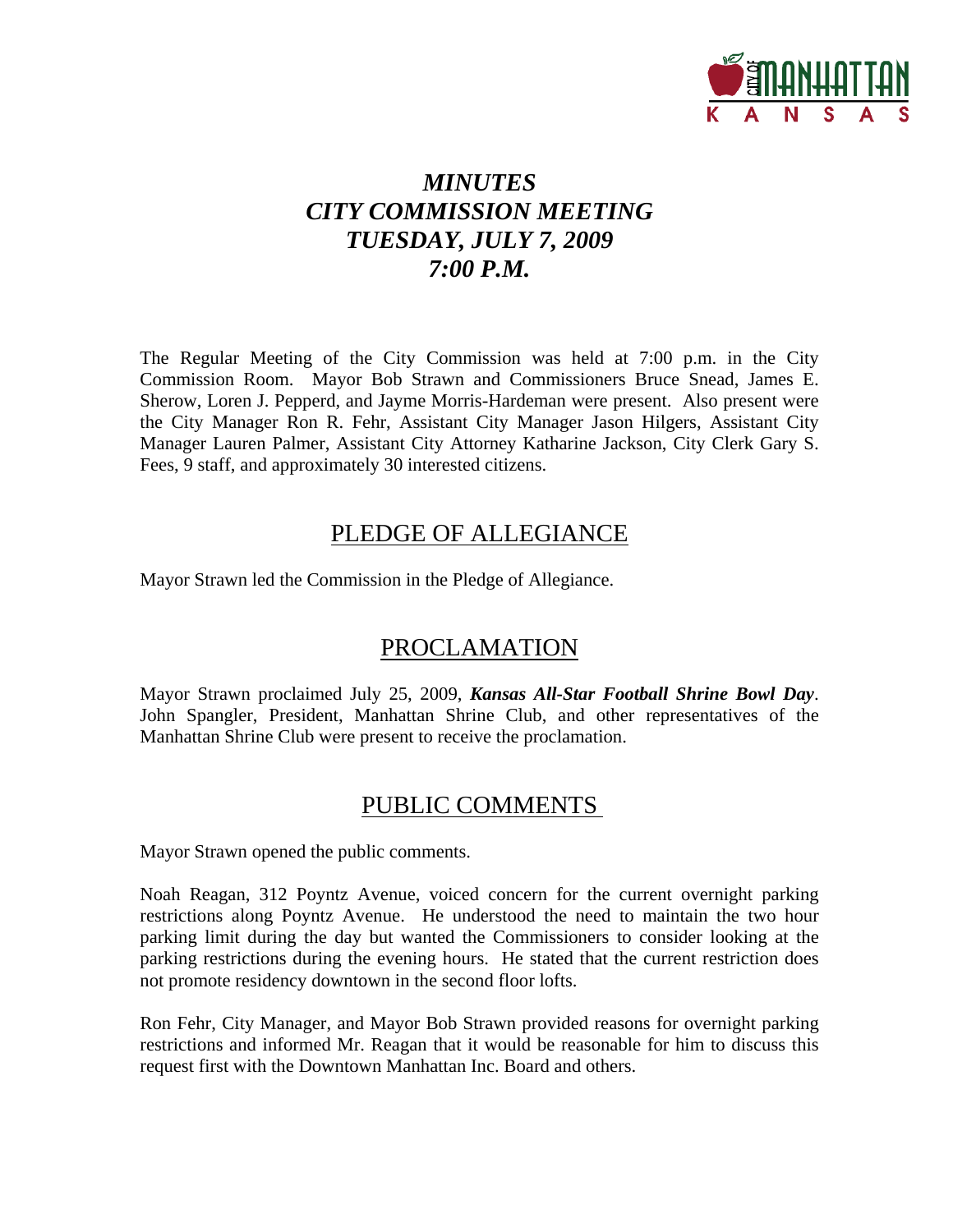# *MINUTES*
# *CITY COMMISSION MEETING*
# *TUESDAY, JULY 7, 2009*
# *7:00 P.M.*

The Regular Meeting of the City Commission was held at 7:00 p.m. in the City Commission Room. Mayor Bob Strawn and Commissioners Bruce Snead, James E. Sherow, Loren J. Pepperd, and Jayme Morris-Hardeman were present. Also present were the City Manager Ron R. Fehr, Assistant City Manager Jason Hilgers, Assistant City Manager Lauren Palmer, Assistant City Attorney Katharine Jackson, City Clerk Gary S. Fees, 9 staff, and approximately 30 interested citizens.

## PLEDGE OF ALLEGIANCE

Mayor Strawn led the Commission in the Pledge of Allegiance.

## PROCLAMATION

Mayor Strawn proclaimed July 25, 2009, ***Kansas All-Star Football Shrine Bowl Day***. John Spangler, President, Manhattan Shrine Club, and other representatives of the Manhattan Shrine Club were present to receive the proclamation.

## PUBLIC COMMENTS

Mayor Strawn opened the public comments.

Noah Reagan, 312 Poyntz Avenue, voiced concern for the current overnight parking restrictions along Poyntz Avenue. He understood the need to maintain the two hour parking limit during the day but wanted the Commissioners to consider looking at the parking restrictions during the evening hours. He stated that the current restriction does not promote residency downtown in the second floor lofts.

Ron Fehr, City Manager, and Mayor Bob Strawn provided reasons for overnight parking restrictions and informed Mr. Reagan that it would be reasonable for him to discuss this request first with the Downtown Manhattan Inc. Board and others.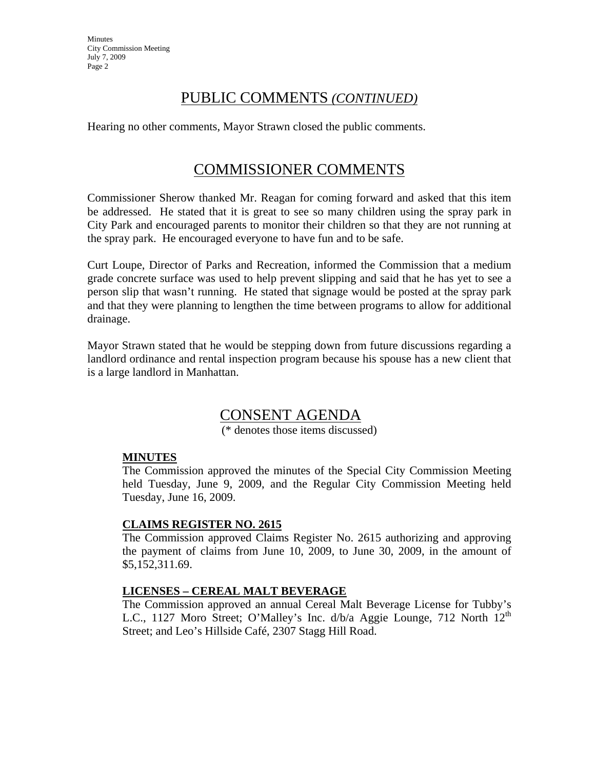## PUBLIC COMMENTS *(CONTINUED)*

Hearing no other comments, Mayor Strawn closed the public comments.

## COMMISSIONER COMMENTS

Commissioner Sherow thanked Mr. Reagan for coming forward and asked that this item be addressed. He stated that it is great to see so many children using the spray park in City Park and encouraged parents to monitor their children so that they are not running at the spray park. He encouraged everyone to have fun and to be safe.

Curt Loupe, Director of Parks and Recreation, informed the Commission that a medium grade concrete surface was used to help prevent slipping and said that he has yet to see a person slip that wasn't running. He stated that signage would be posted at the spray park and that they were planning to lengthen the time between programs to allow for additional drainage.

Mayor Strawn stated that he would be stepping down from future discussions regarding a landlord ordinance and rental inspection program because his spouse has a new client that is a large landlord in Manhattan.

## CONSENT AGENDA

(* denotes those items discussed)

**MINUTES**

The Commission approved the minutes of the Special City Commission Meeting held Tuesday, June 9, 2009, and the Regular City Commission Meeting held Tuesday, June 16, 2009.

**CLAIMS REGISTER NO. 2615**

The Commission approved Claims Register No. 2615 authorizing and approving the payment of claims from June 10, 2009, to June 30, 2009, in the amount of $5,152,311.69.

**LICENSES – CEREAL MALT BEVERAGE**

The Commission approved an annual Cereal Malt Beverage License for Tubby's L.C., 1127 Moro Street; O'Malley's Inc. d/b/a Aggie Lounge, 712 North 12th Street; and Leo's Hillside Café, 2307 Stagg Hill Road.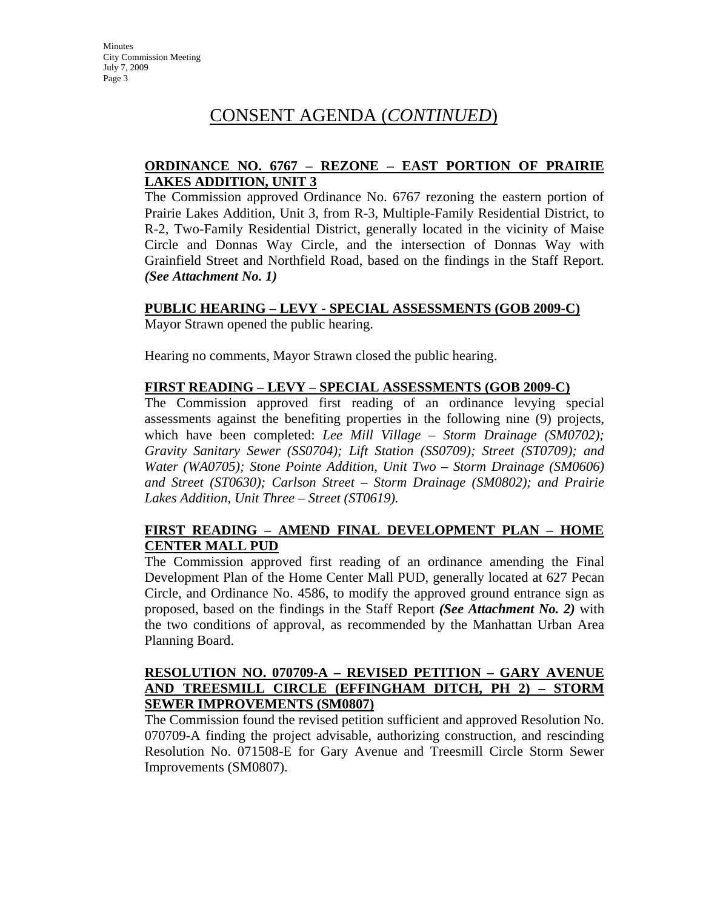# CONSENT AGENDA (*CONTINUED*)

**ORDINANCE NO. 6767 – REZONE – EAST PORTION OF PRAIRIE LAKES ADDITION, UNIT 3**

The Commission approved Ordinance No. 6767 rezoning the eastern portion of Prairie Lakes Addition, Unit 3, from R-3, Multiple-Family Residential District, to R-2, Two-Family Residential District, generally located in the vicinity of Maise Circle and Donnas Way Circle, and the intersection of Donnas Way with Grainfield Street and Northfield Road, based on the findings in the Staff Report. ***(See Attachment No. 1)***

**PUBLIC HEARING – LEVY - SPECIAL ASSESSMENTS (GOB 2009-C)**

Mayor Strawn opened the public hearing.

Hearing no comments, Mayor Strawn closed the public hearing.

**FIRST READING – LEVY – SPECIAL ASSESSMENTS (GOB 2009-C)**

The Commission approved first reading of an ordinance levying special assessments against the benefiting properties in the following nine (9) projects, which have been completed: *Lee Mill Village – Storm Drainage (SM0702); Gravity Sanitary Sewer (SS0704); Lift Station (SS0709); Street (ST0709); and Water (WA0705); Stone Pointe Addition, Unit Two – Storm Drainage (SM0606) and Street (ST0630); Carlson Street – Storm Drainage (SM0802); and Prairie Lakes Addition, Unit Three – Street (ST0619).*

**FIRST READING – AMEND FINAL DEVELOPMENT PLAN – HOME CENTER MALL PUD**

The Commission approved first reading of an ordinance amending the Final Development Plan of the Home Center Mall PUD, generally located at 627 Pecan Circle, and Ordinance No. 4586, to modify the approved ground entrance sign as proposed, based on the findings in the Staff Report ***(See Attachment No. 2)*** with the two conditions of approval, as recommended by the Manhattan Urban Area Planning Board.

**RESOLUTION NO. 070709-A – REVISED PETITION – GARY AVENUE AND TREESMILL CIRCLE (EFFINGHAM DITCH, PH 2) – STORM SEWER IMPROVEMENTS (SM0807)**

The Commission found the revised petition sufficient and approved Resolution No. 070709-A finding the project advisable, authorizing construction, and rescinding Resolution No. 071508-E for Gary Avenue and Treesmill Circle Storm Sewer Improvements (SM0807).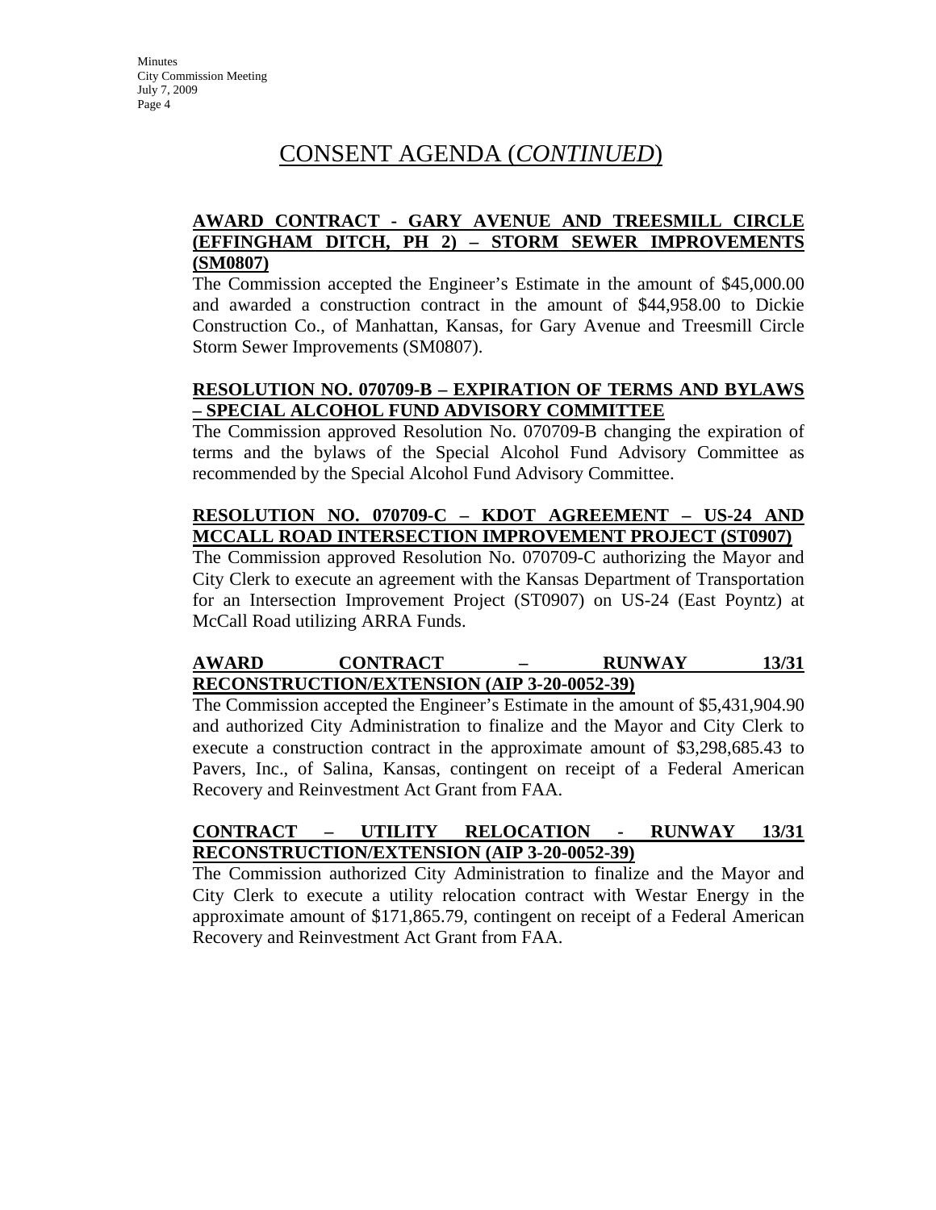# CONSENT AGENDA (*CONTINUED*)

**AWARD CONTRACT - GARY AVENUE AND TREESMILL CIRCLE (EFFINGHAM DITCH, PH 2) – STORM SEWER IMPROVEMENTS (SM0807)**

The Commission accepted the Engineer's Estimate in the amount of $45,000.00 and awarded a construction contract in the amount of $44,958.00 to Dickie Construction Co., of Manhattan, Kansas, for Gary Avenue and Treesmill Circle Storm Sewer Improvements (SM0807).

**RESOLUTION NO. 070709-B – EXPIRATION OF TERMS AND BYLAWS – SPECIAL ALCOHOL FUND ADVISORY COMMITTEE**

The Commission approved Resolution No. 070709-B changing the expiration of terms and the bylaws of the Special Alcohol Fund Advisory Committee as recommended by the Special Alcohol Fund Advisory Committee.

**RESOLUTION NO. 070709-C – KDOT AGREEMENT – US-24 AND MCCALL ROAD INTERSECTION IMPROVEMENT PROJECT (ST0907)**

The Commission approved Resolution No. 070709-C authorizing the Mayor and City Clerk to execute an agreement with the Kansas Department of Transportation for an Intersection Improvement Project (ST0907) on US-24 (East Poyntz) at McCall Road utilizing ARRA Funds.

**AWARD CONTRACT – RUNWAY 13/31 RECONSTRUCTION/EXTENSION (AIP 3-20-0052-39)**

The Commission accepted the Engineer's Estimate in the amount of $5,431,904.90 and authorized City Administration to finalize and the Mayor and City Clerk to execute a construction contract in the approximate amount of $3,298,685.43 to Pavers, Inc., of Salina, Kansas, contingent on receipt of a Federal American Recovery and Reinvestment Act Grant from FAA.

**CONTRACT – UTILITY RELOCATION - RUNWAY 13/31 RECONSTRUCTION/EXTENSION (AIP 3-20-0052-39)**

The Commission authorized City Administration to finalize and the Mayor and City Clerk to execute a utility relocation contract with Westar Energy in the approximate amount of $171,865.79, contingent on receipt of a Federal American Recovery and Reinvestment Act Grant from FAA.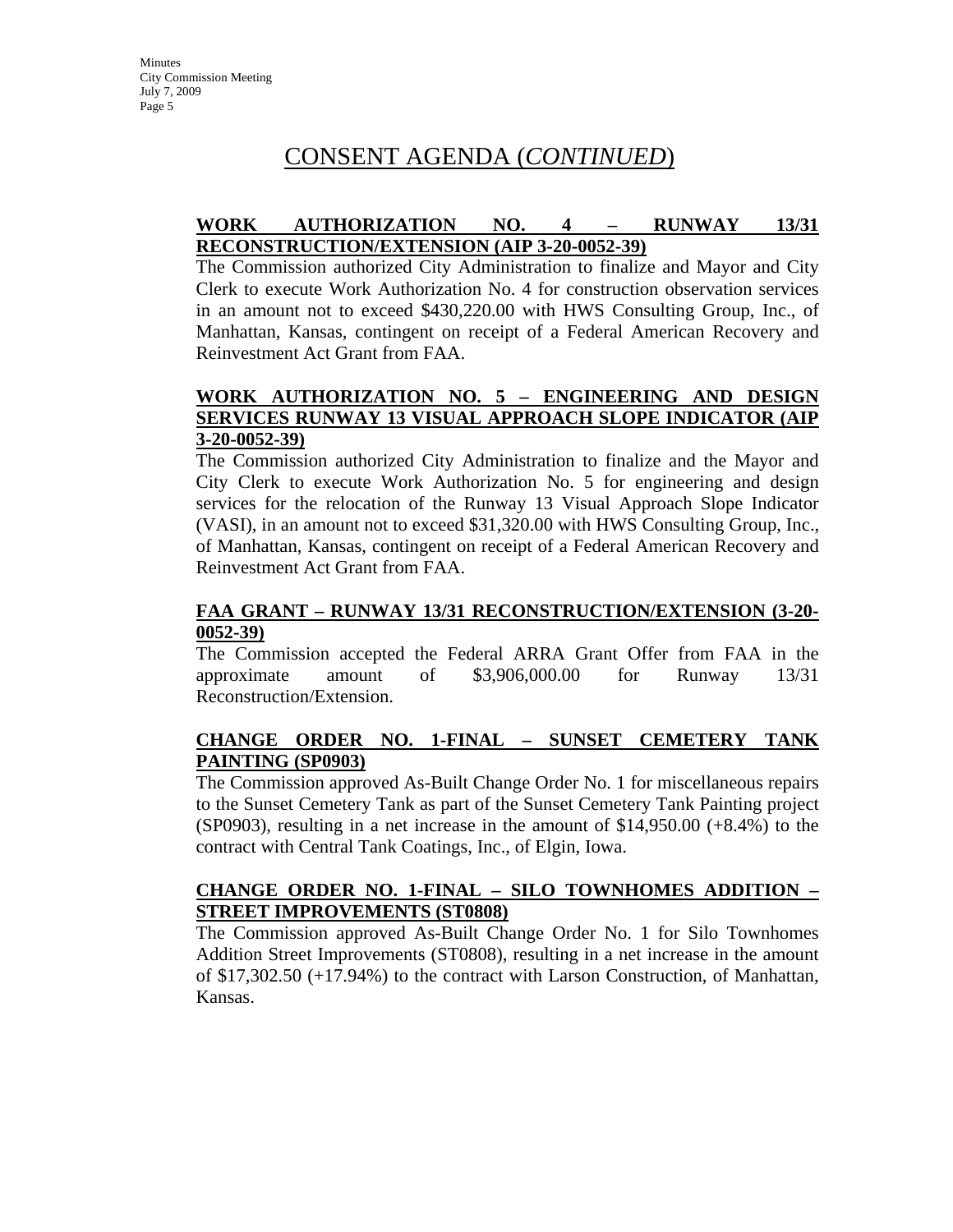# CONSENT AGENDA (*CONTINUED*)

**WORK AUTHORIZATION NO. 4 – RUNWAY 13/31 RECONSTRUCTION/EXTENSION (AIP 3-20-0052-39)**

The Commission authorized City Administration to finalize and Mayor and City Clerk to execute Work Authorization No. 4 for construction observation services in an amount not to exceed $430,220.00 with HWS Consulting Group, Inc., of Manhattan, Kansas, contingent on receipt of a Federal American Recovery and Reinvestment Act Grant from FAA.

**WORK AUTHORIZATION NO. 5 – ENGINEERING AND DESIGN SERVICES RUNWAY 13 VISUAL APPROACH SLOPE INDICATOR (AIP 3-20-0052-39)**

The Commission authorized City Administration to finalize and the Mayor and City Clerk to execute Work Authorization No. 5 for engineering and design services for the relocation of the Runway 13 Visual Approach Slope Indicator (VASI), in an amount not to exceed $31,320.00 with HWS Consulting Group, Inc., of Manhattan, Kansas, contingent on receipt of a Federal American Recovery and Reinvestment Act Grant from FAA.

**FAA GRANT – RUNWAY 13/31 RECONSTRUCTION/EXTENSION (3-20-0052-39)**

The Commission accepted the Federal ARRA Grant Offer from FAA in the approximate amount of $3,906,000.00 for Runway 13/31 Reconstruction/Extension.

**CHANGE ORDER NO. 1-FINAL – SUNSET CEMETERY TANK PAINTING (SP0903)**

The Commission approved As-Built Change Order No. 1 for miscellaneous repairs to the Sunset Cemetery Tank as part of the Sunset Cemetery Tank Painting project (SP0903), resulting in a net increase in the amount of $14,950.00 (+8.4%) to the contract with Central Tank Coatings, Inc., of Elgin, Iowa.

**CHANGE ORDER NO. 1-FINAL – SILO TOWNHOMES ADDITION – STREET IMPROVEMENTS (ST0808)**

The Commission approved As-Built Change Order No. 1 for Silo Townhomes Addition Street Improvements (ST0808), resulting in a net increase in the amount of $17,302.50 (+17.94%) to the contract with Larson Construction, of Manhattan, Kansas.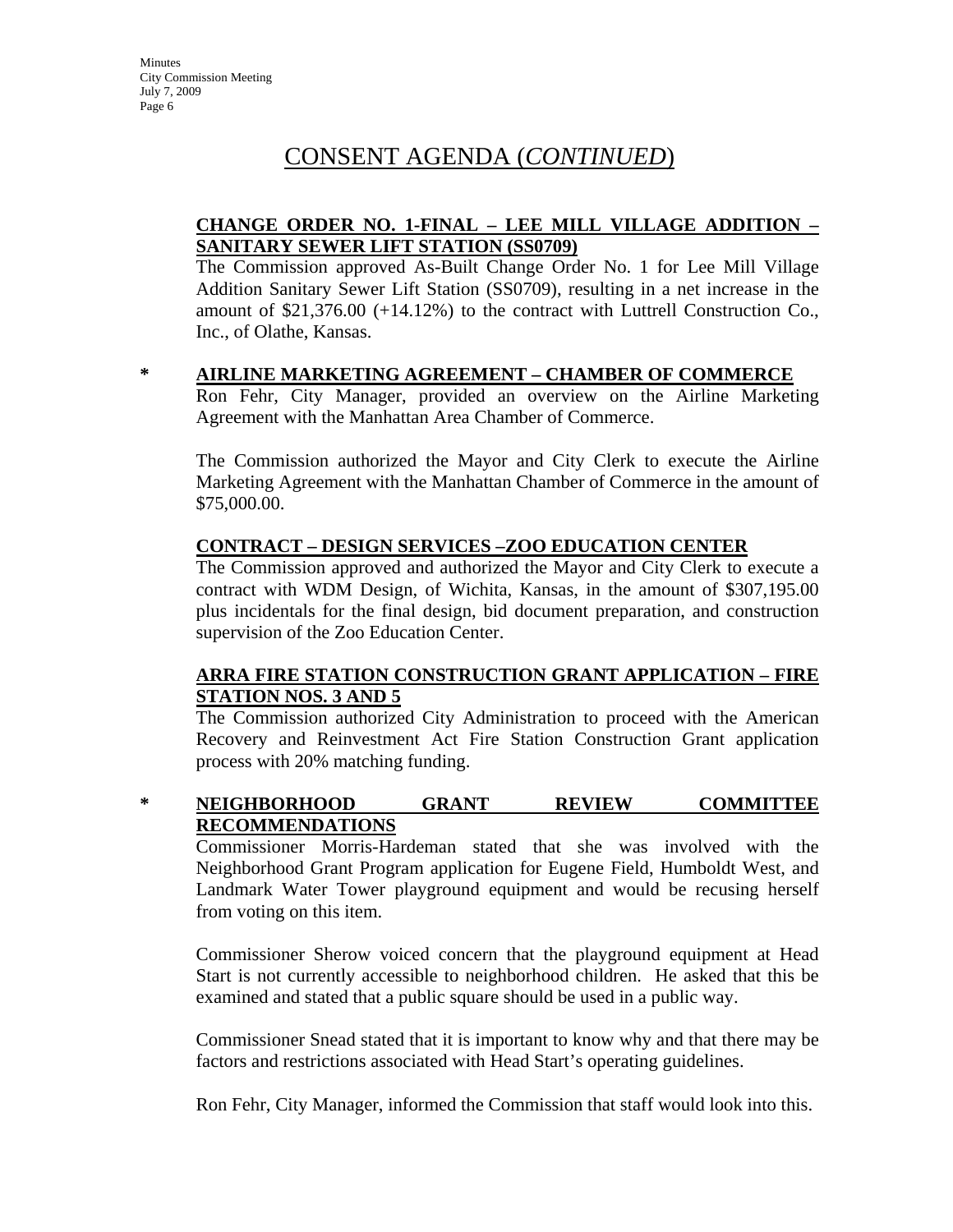# CONSENT AGENDA (*CONTINUED*)

**CHANGE ORDER NO. 1-FINAL – LEE MILL VILLAGE ADDITION – SANITARY SEWER LIFT STATION (SS0709)**

The Commission approved As-Built Change Order No. 1 for Lee Mill Village Addition Sanitary Sewer Lift Station (SS0709), resulting in a net increase in the amount of $21,376.00 (+14.12%) to the contract with Luttrell Construction Co., Inc., of Olathe, Kansas.

\* **AIRLINE MARKETING AGREEMENT – CHAMBER OF COMMERCE**

Ron Fehr, City Manager, provided an overview on the Airline Marketing Agreement with the Manhattan Area Chamber of Commerce.

The Commission authorized the Mayor and City Clerk to execute the Airline Marketing Agreement with the Manhattan Chamber of Commerce in the amount of $75,000.00.

**CONTRACT – DESIGN SERVICES –ZOO EDUCATION CENTER**

The Commission approved and authorized the Mayor and City Clerk to execute a contract with WDM Design, of Wichita, Kansas, in the amount of $307,195.00 plus incidentals for the final design, bid document preparation, and construction supervision of the Zoo Education Center.

**ARRA FIRE STATION CONSTRUCTION GRANT APPLICATION – FIRE STATION NOS. 3 AND 5**

The Commission authorized City Administration to proceed with the American Recovery and Reinvestment Act Fire Station Construction Grant application process with 20% matching funding.

\* **NEIGHBORHOOD GRANT REVIEW COMMITTEE RECOMMENDATIONS**

Commissioner Morris-Hardeman stated that she was involved with the Neighborhood Grant Program application for Eugene Field, Humboldt West, and Landmark Water Tower playground equipment and would be recusing herself from voting on this item.

Commissioner Sherow voiced concern that the playground equipment at Head Start is not currently accessible to neighborhood children. He asked that this be examined and stated that a public square should be used in a public way.

Commissioner Snead stated that it is important to know why and that there may be factors and restrictions associated with Head Start's operating guidelines.

Ron Fehr, City Manager, informed the Commission that staff would look into this.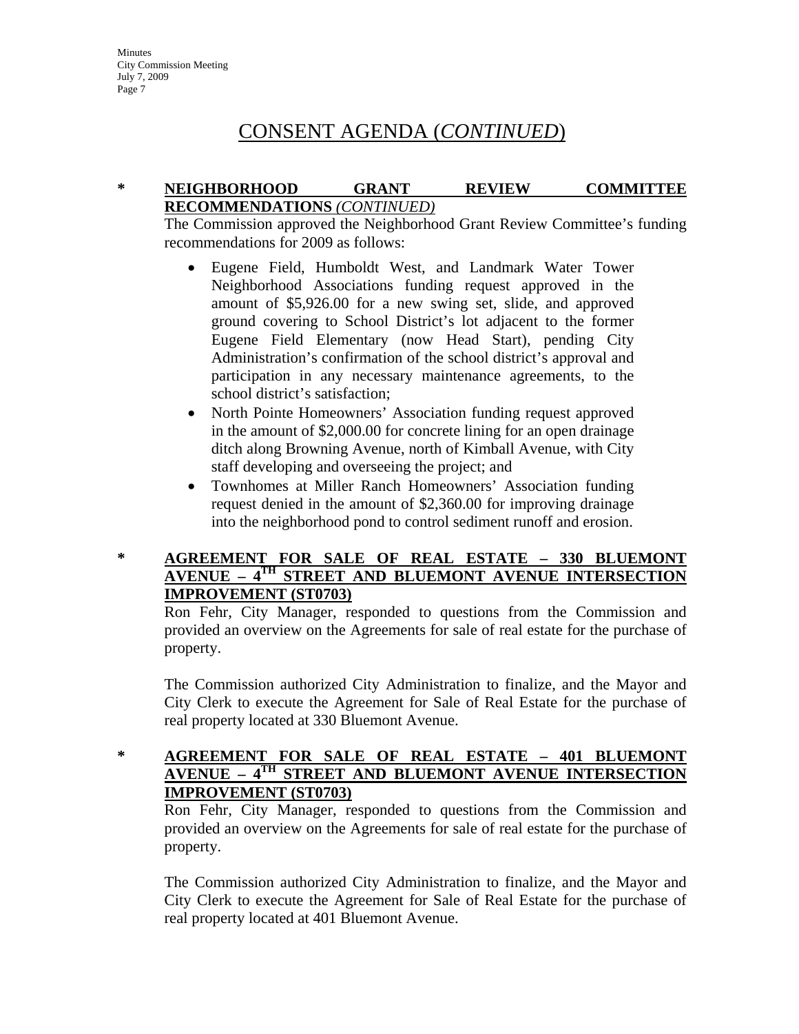# CONSENT AGENDA (*CONTINUED*)

\* **NEIGHBORHOOD GRANT REVIEW COMMITTEE RECOMMENDATIONS** *(CONTINUED)*

The Commission approved the Neighborhood Grant Review Committee's funding recommendations for 2009 as follows:

- Eugene Field, Humboldt West, and Landmark Water Tower Neighborhood Associations funding request approved in the amount of $5,926.00 for a new swing set, slide, and approved ground covering to School District's lot adjacent to the former Eugene Field Elementary (now Head Start), pending City Administration's confirmation of the school district's approval and participation in any necessary maintenance agreements, to the school district's satisfaction;
- North Pointe Homeowners' Association funding request approved in the amount of $2,000.00 for concrete lining for an open drainage ditch along Browning Avenue, north of Kimball Avenue, with City staff developing and overseeing the project; and
- Townhomes at Miller Ranch Homeowners' Association funding request denied in the amount of $2,360.00 for improving drainage into the neighborhood pond to control sediment runoff and erosion.

\* **AGREEMENT FOR SALE OF REAL ESTATE – 330 BLUEMONT AVENUE – 4TH STREET AND BLUEMONT AVENUE INTERSECTION IMPROVEMENT (ST0703)**

Ron Fehr, City Manager, responded to questions from the Commission and provided an overview on the Agreements for sale of real estate for the purchase of property.

The Commission authorized City Administration to finalize, and the Mayor and City Clerk to execute the Agreement for Sale of Real Estate for the purchase of real property located at 330 Bluemont Avenue.

\* **AGREEMENT FOR SALE OF REAL ESTATE – 401 BLUEMONT AVENUE – 4TH STREET AND BLUEMONT AVENUE INTERSECTION IMPROVEMENT (ST0703)**

Ron Fehr, City Manager, responded to questions from the Commission and provided an overview on the Agreements for sale of real estate for the purchase of property.

The Commission authorized City Administration to finalize, and the Mayor and City Clerk to execute the Agreement for Sale of Real Estate for the purchase of real property located at 401 Bluemont Avenue.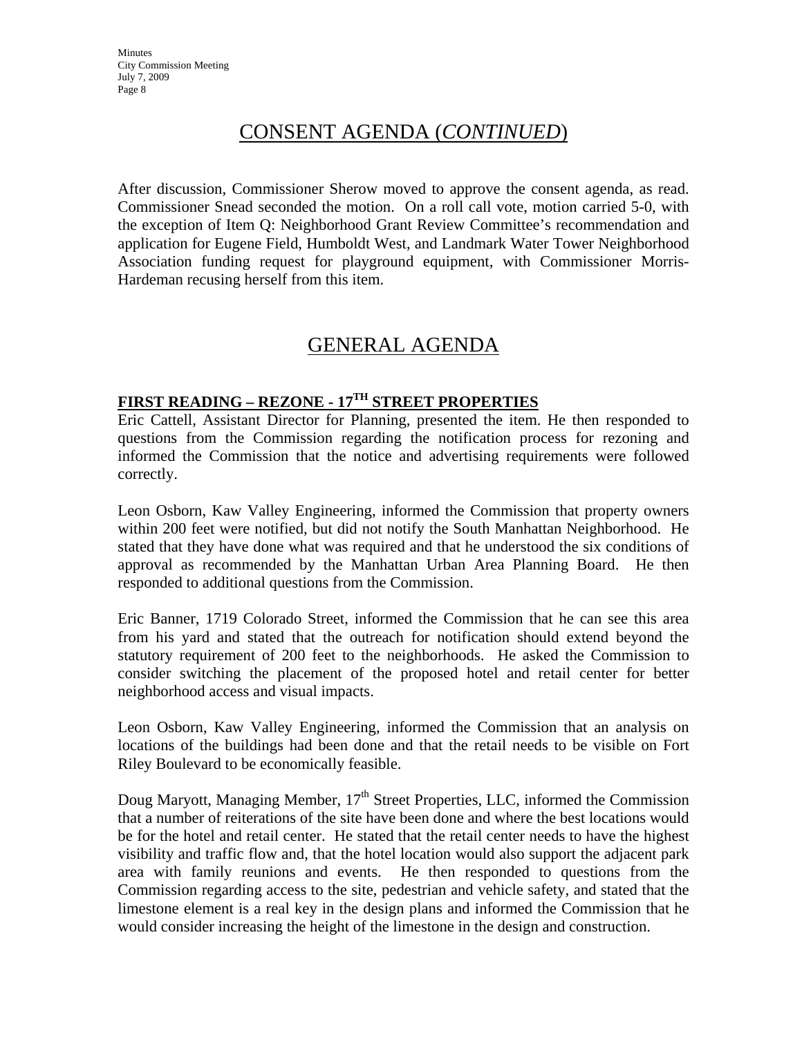# CONSENT AGENDA (*CONTINUED*)

After discussion, Commissioner Sherow moved to approve the consent agenda, as read. Commissioner Snead seconded the motion. On a roll call vote, motion carried 5-0, with the exception of Item Q: Neighborhood Grant Review Committee's recommendation and application for Eugene Field, Humboldt West, and Landmark Water Tower Neighborhood Association funding request for playground equipment, with Commissioner Morris-Hardeman recusing herself from this item.

# GENERAL AGENDA

## FIRST READING – REZONE - 17TH STREET PROPERTIES

Eric Cattell, Assistant Director for Planning, presented the item. He then responded to questions from the Commission regarding the notification process for rezoning and informed the Commission that the notice and advertising requirements were followed correctly.

Leon Osborn, Kaw Valley Engineering, informed the Commission that property owners within 200 feet were notified, but did not notify the South Manhattan Neighborhood. He stated that they have done what was required and that he understood the six conditions of approval as recommended by the Manhattan Urban Area Planning Board. He then responded to additional questions from the Commission.

Eric Banner, 1719 Colorado Street, informed the Commission that he can see this area from his yard and stated that the outreach for notification should extend beyond the statutory requirement of 200 feet to the neighborhoods. He asked the Commission to consider switching the placement of the proposed hotel and retail center for better neighborhood access and visual impacts.

Leon Osborn, Kaw Valley Engineering, informed the Commission that an analysis on locations of the buildings had been done and that the retail needs to be visible on Fort Riley Boulevard to be economically feasible.

Doug Maryott, Managing Member, 17th Street Properties, LLC, informed the Commission that a number of reiterations of the site have been done and where the best locations would be for the hotel and retail center. He stated that the retail center needs to have the highest visibility and traffic flow and, that the hotel location would also support the adjacent park area with family reunions and events. He then responded to questions from the Commission regarding access to the site, pedestrian and vehicle safety, and stated that the limestone element is a real key in the design plans and informed the Commission that he would consider increasing the height of the limestone in the design and construction.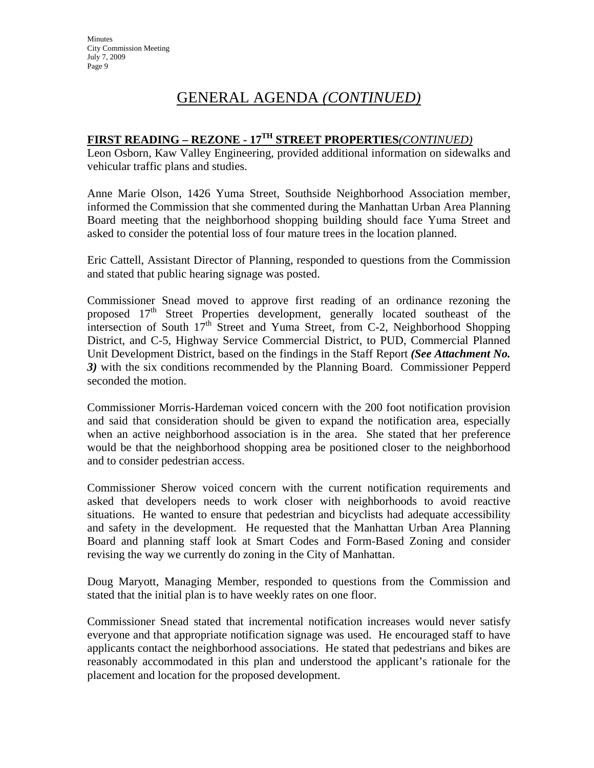# GENERAL AGENDA *(CONTINUED)*

**FIRST READING – REZONE - 17$^{TH}$ STREET PROPERTIES***(CONTINUED)*

Leon Osborn, Kaw Valley Engineering, provided additional information on sidewalks and vehicular traffic plans and studies.

Anne Marie Olson, 1426 Yuma Street, Southside Neighborhood Association member, informed the Commission that she commented during the Manhattan Urban Area Planning Board meeting that the neighborhood shopping building should face Yuma Street and asked to consider the potential loss of four mature trees in the location planned.

Eric Cattell, Assistant Director of Planning, responded to questions from the Commission and stated that public hearing signage was posted.

Commissioner Snead moved to approve first reading of an ordinance rezoning the proposed 17$^{th}$ Street Properties development, generally located southeast of the intersection of South 17$^{th}$ Street and Yuma Street, from C-2, Neighborhood Shopping District, and C-5, Highway Service Commercial District, to PUD, Commercial Planned Unit Development District, based on the findings in the Staff Report ***(See Attachment No. 3)*** with the six conditions recommended by the Planning Board. Commissioner Pepperd seconded the motion.

Commissioner Morris-Hardeman voiced concern with the 200 foot notification provision and said that consideration should be given to expand the notification area, especially when an active neighborhood association is in the area. She stated that her preference would be that the neighborhood shopping area be positioned closer to the neighborhood and to consider pedestrian access.

Commissioner Sherow voiced concern with the current notification requirements and asked that developers needs to work closer with neighborhoods to avoid reactive situations. He wanted to ensure that pedestrian and bicyclists had adequate accessibility and safety in the development. He requested that the Manhattan Urban Area Planning Board and planning staff look at Smart Codes and Form-Based Zoning and consider revising the way we currently do zoning in the City of Manhattan.

Doug Maryott, Managing Member, responded to questions from the Commission and stated that the initial plan is to have weekly rates on one floor.

Commissioner Snead stated that incremental notification increases would never satisfy everyone and that appropriate notification signage was used. He encouraged staff to have applicants contact the neighborhood associations. He stated that pedestrians and bikes are reasonably accommodated in this plan and understood the applicant's rationale for the placement and location for the proposed development.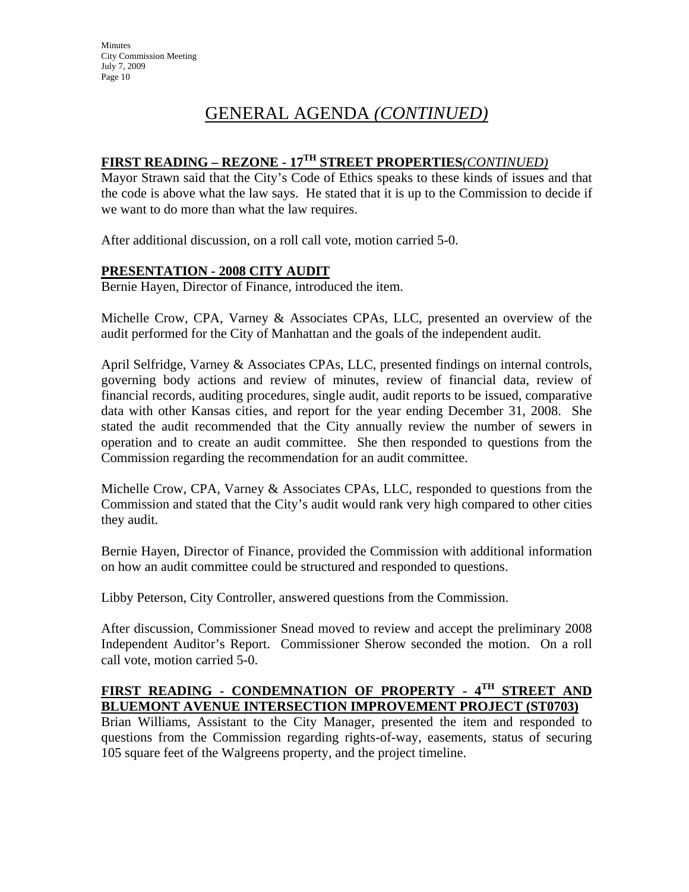# GENERAL AGENDA *(CONTINUED)*

## FIRST READING – REZONE - 17TH STREET PROPERTIES*(CONTINUED)*

Mayor Strawn said that the City's Code of Ethics speaks to these kinds of issues and that the code is above what the law says. He stated that it is up to the Commission to decide if we want to do more than what the law requires.

After additional discussion, on a roll call vote, motion carried 5-0.

## PRESENTATION - 2008 CITY AUDIT

Bernie Hayen, Director of Finance, introduced the item.

Michelle Crow, CPA, Varney & Associates CPAs, LLC, presented an overview of the audit performed for the City of Manhattan and the goals of the independent audit.

April Selfridge, Varney & Associates CPAs, LLC, presented findings on internal controls, governing body actions and review of minutes, review of financial data, review of financial records, auditing procedures, single audit, audit reports to be issued, comparative data with other Kansas cities, and report for the year ending December 31, 2008. She stated the audit recommended that the City annually review the number of sewers in operation and to create an audit committee. She then responded to questions from the Commission regarding the recommendation for an audit committee.

Michelle Crow, CPA, Varney & Associates CPAs, LLC, responded to questions from the Commission and stated that the City's audit would rank very high compared to other cities they audit.

Bernie Hayen, Director of Finance, provided the Commission with additional information on how an audit committee could be structured and responded to questions.

Libby Peterson, City Controller, answered questions from the Commission.

After discussion, Commissioner Snead moved to review and accept the preliminary 2008 Independent Auditor's Report. Commissioner Sherow seconded the motion. On a roll call vote, motion carried 5-0.

## FIRST READING - CONDEMNATION OF PROPERTY - 4TH STREET AND BLUEMONT AVENUE INTERSECTION IMPROVEMENT PROJECT (ST0703)

Brian Williams, Assistant to the City Manager, presented the item and responded to questions from the Commission regarding rights-of-way, easements, status of securing 105 square feet of the Walgreens property, and the project timeline.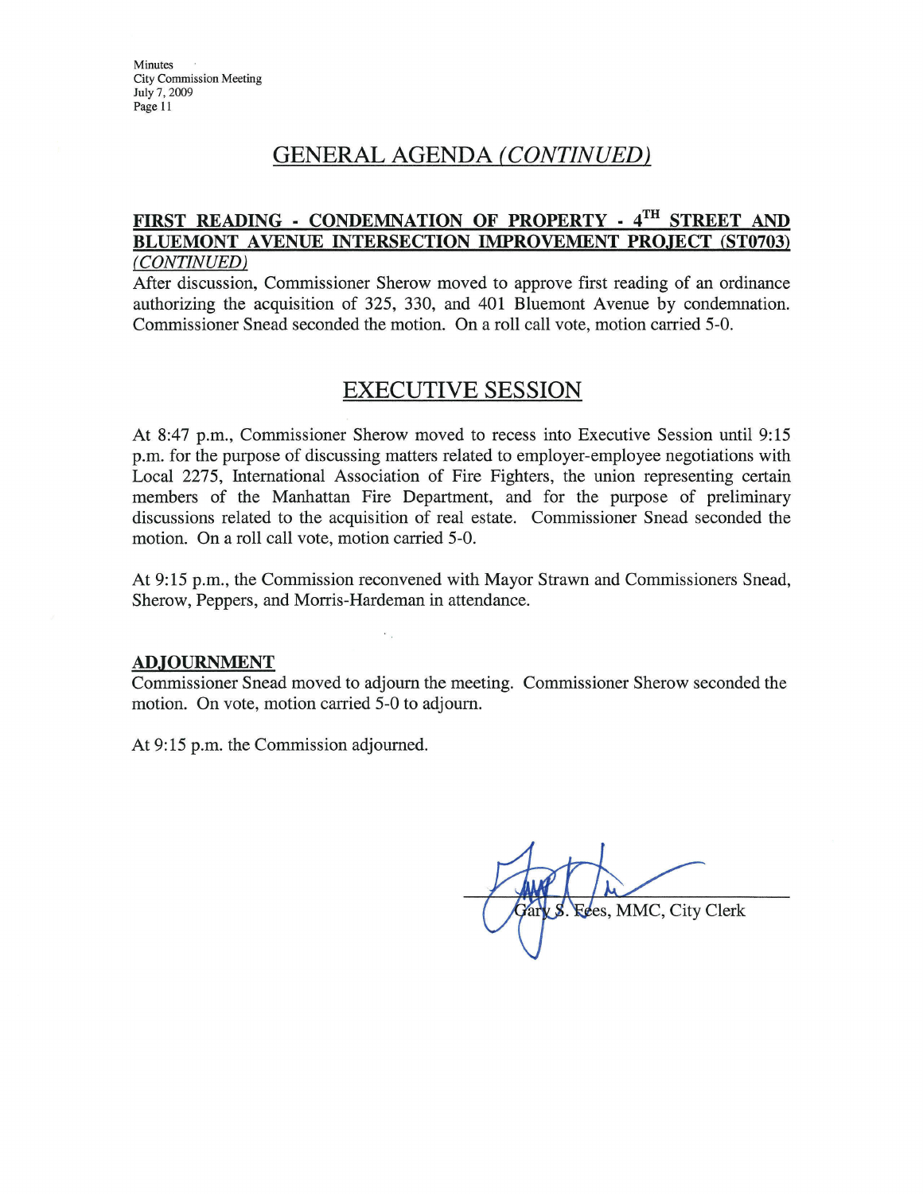## GENERAL AGENDA *(CONTINUED)*

**FIRST READING - CONDEMNATION OF PROPERTY - 4TH STREET AND BLUEMONT AVENUE INTERSECTION IMPROVEMENT PROJECT (ST0703)** *(CONTINUED)*

After discussion, Commissioner Sherow moved to approve first reading of an ordinance authorizing the acquisition of 325, 330, and 401 Bluemont Avenue by condemnation. Commissioner Snead seconded the motion. On a roll call vote, motion carried 5-0.

## EXECUTIVE SESSION

At 8:47 p.m., Commissioner Sherow moved to recess into Executive Session until 9:15 p.m. for the purpose of discussing matters related to employer-employee negotiations with Local 2275, International Association of Fire Fighters, the union representing certain members of the Manhattan Fire Department, and for the purpose of preliminary discussions related to the acquisition of real estate. Commissioner Snead seconded the motion. On a roll call vote, motion carried 5-0.

At 9:15 p.m., the Commission reconvened with Mayor Strawn and Commissioners Snead, Sherow, Peppers, and Morris-Hardeman in attendance.

**ADJOURNMENT**

Commissioner Snead moved to adjourn the meeting. Commissioner Sherow seconded the motion. On vote, motion carried 5-0 to adjourn.

At 9:15 p.m. the Commission adjourned.

Gary S. Fees, MMC, City Clerk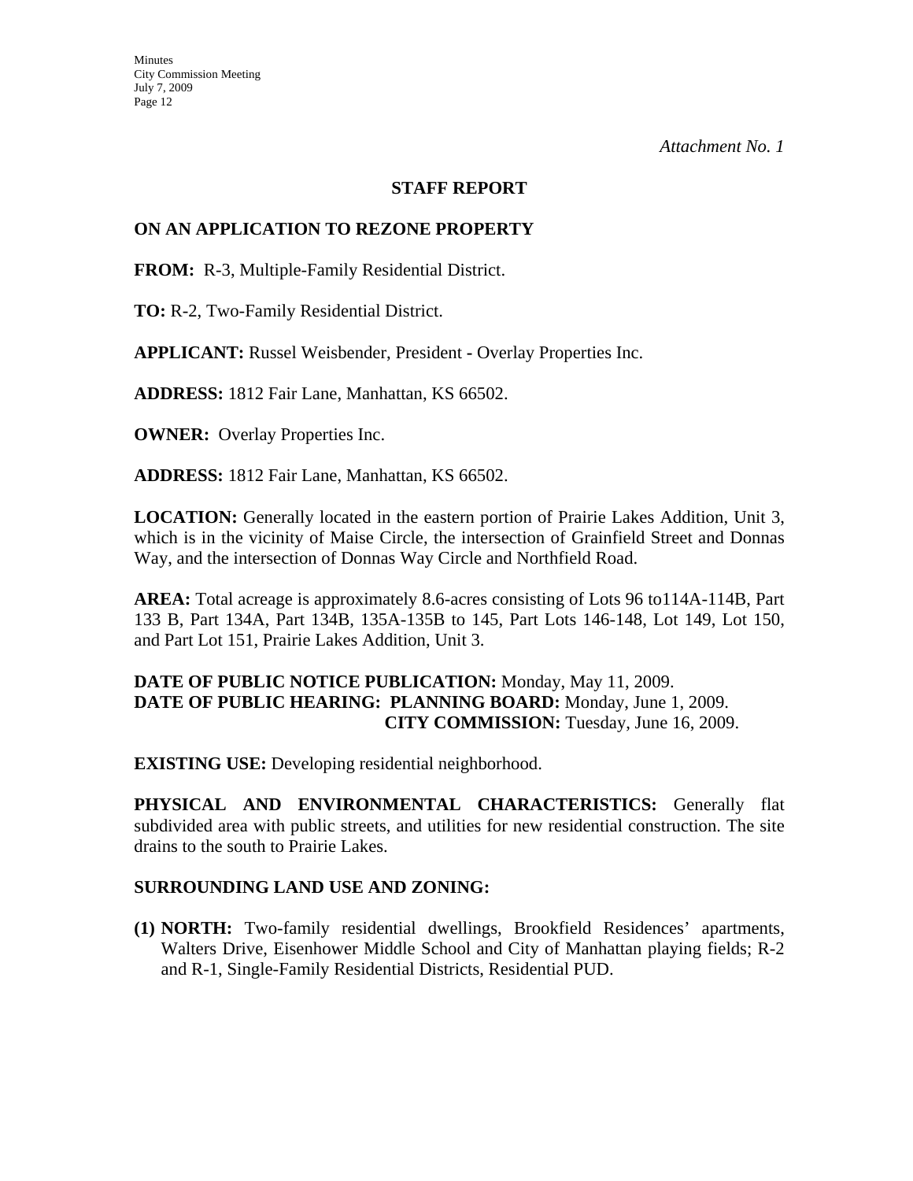*Attachment No. 1*

**STAFF REPORT**

**ON AN APPLICATION TO REZONE PROPERTY**

**FROM:** R-3, Multiple-Family Residential District.

**TO:** R-2, Two-Family Residential District.

**APPLICANT:** Russel Weisbender, President **-** Overlay Properties Inc.

**ADDRESS:** 1812 Fair Lane, Manhattan, KS 66502.

**OWNER:** Overlay Properties Inc.

**ADDRESS:** 1812 Fair Lane, Manhattan, KS 66502.

**LOCATION:** Generally located in the eastern portion of Prairie Lakes Addition, Unit 3, which is in the vicinity of Maise Circle, the intersection of Grainfield Street and Donnas Way, and the intersection of Donnas Way Circle and Northfield Road.

**AREA:** Total acreage is approximately 8.6-acres consisting of Lots 96 to114A-114B, Part 133 B, Part 134A, Part 134B, 135A-135B to 145, Part Lots 146-148, Lot 149, Lot 150, and Part Lot 151, Prairie Lakes Addition, Unit 3.

**DATE OF PUBLIC NOTICE PUBLICATION:** Monday, May 11, 2009.
**DATE OF PUBLIC HEARING: PLANNING BOARD:** Monday, June 1, 2009.
**CITY COMMISSION:** Tuesday, June 16, 2009.

**EXISTING USE:** Developing residential neighborhood.

**PHYSICAL AND ENVIRONMENTAL CHARACTERISTICS:** Generally flat subdivided area with public streets, and utilities for new residential construction. The site drains to the south to Prairie Lakes.

**SURROUNDING LAND USE AND ZONING:**

**(1) NORTH:** Two-family residential dwellings, Brookfield Residences' apartments, Walters Drive, Eisenhower Middle School and City of Manhattan playing fields; R-2 and R-1, Single-Family Residential Districts, Residential PUD.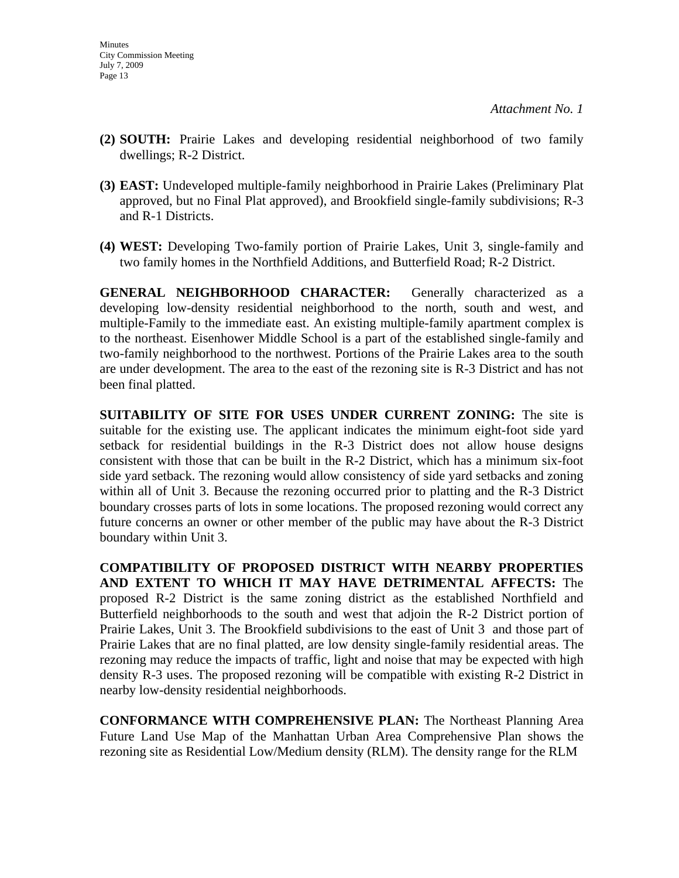*Attachment No. 1*

**(2) SOUTH:** Prairie Lakes and developing residential neighborhood of two family dwellings; R-2 District.

**(3) EAST:** Undeveloped multiple-family neighborhood in Prairie Lakes (Preliminary Plat approved, but no Final Plat approved), and Brookfield single-family subdivisions; R-3 and R-1 Districts.

**(4) WEST:** Developing Two-family portion of Prairie Lakes, Unit 3, single-family and two family homes in the Northfield Additions, and Butterfield Road; R-2 District.

**GENERAL NEIGHBORHOOD CHARACTER:** Generally characterized as a developing low-density residential neighborhood to the north, south and west, and multiple-Family to the immediate east. An existing multiple-family apartment complex is to the northeast. Eisenhower Middle School is a part of the established single-family and two-family neighborhood to the northwest. Portions of the Prairie Lakes area to the south are under development. The area to the east of the rezoning site is R-3 District and has not been final platted.

**SUITABILITY OF SITE FOR USES UNDER CURRENT ZONING:** The site is suitable for the existing use. The applicant indicates the minimum eight-foot side yard setback for residential buildings in the R-3 District does not allow house designs consistent with those that can be built in the R-2 District, which has a minimum six-foot side yard setback. The rezoning would allow consistency of side yard setbacks and zoning within all of Unit 3. Because the rezoning occurred prior to platting and the R-3 District boundary crosses parts of lots in some locations. The proposed rezoning would correct any future concerns an owner or other member of the public may have about the R-3 District boundary within Unit 3.

**COMPATIBILITY OF PROPOSED DISTRICT WITH NEARBY PROPERTIES AND EXTENT TO WHICH IT MAY HAVE DETRIMENTAL AFFECTS:** The proposed R-2 District is the same zoning district as the established Northfield and Butterfield neighborhoods to the south and west that adjoin the R-2 District portion of Prairie Lakes, Unit 3. The Brookfield subdivisions to the east of Unit 3 and those part of Prairie Lakes that are no final platted, are low density single-family residential areas. The rezoning may reduce the impacts of traffic, light and noise that may be expected with high density R-3 uses. The proposed rezoning will be compatible with existing R-2 District in nearby low-density residential neighborhoods.

**CONFORMANCE WITH COMPREHENSIVE PLAN:** The Northeast Planning Area Future Land Use Map of the Manhattan Urban Area Comprehensive Plan shows the rezoning site as Residential Low/Medium density (RLM). The density range for the RLM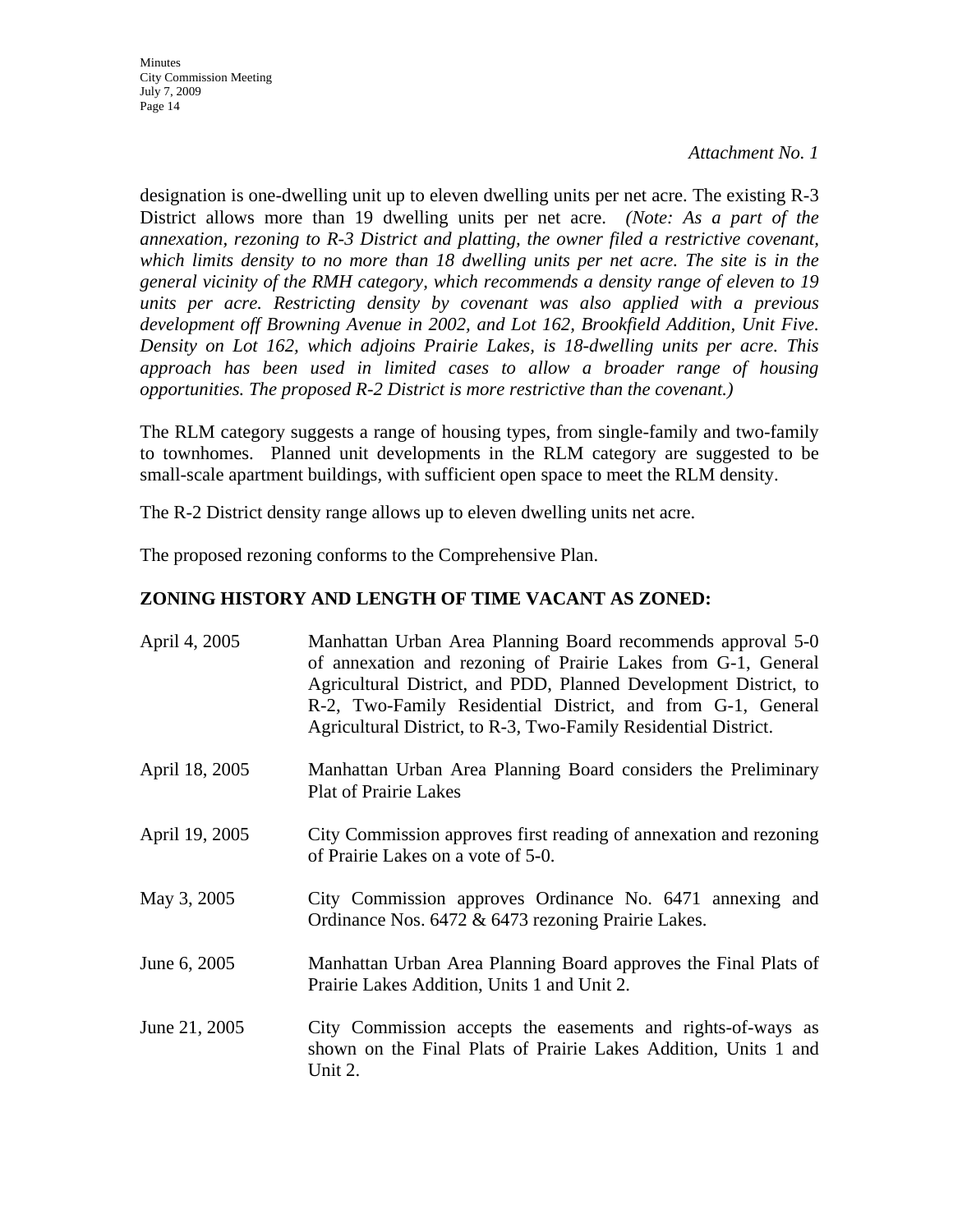*Attachment No. 1*

designation is one-dwelling unit up to eleven dwelling units per net acre. The existing R-3 District allows more than 19 dwelling units per net acre. *(Note: As a part of the annexation, rezoning to R-3 District and platting, the owner filed a restrictive covenant, which limits density to no more than 18 dwelling units per net acre. The site is in the general vicinity of the RMH category, which recommends a density range of eleven to 19 units per acre. Restricting density by covenant was also applied with a previous development off Browning Avenue in 2002, and Lot 162, Brookfield Addition, Unit Five. Density on Lot 162, which adjoins Prairie Lakes, is 18-dwelling units per acre. This approach has been used in limited cases to allow a broader range of housing opportunities. The proposed R-2 District is more restrictive than the covenant.)*

The RLM category suggests a range of housing types, from single-family and two-family to townhomes. Planned unit developments in the RLM category are suggested to be small-scale apartment buildings, with sufficient open space to meet the RLM density.

The R-2 District density range allows up to eleven dwelling units net acre.

The proposed rezoning conforms to the Comprehensive Plan.

## ZONING HISTORY AND LENGTH OF TIME VACANT AS ZONED:

April 4, 2005 — Manhattan Urban Area Planning Board recommends approval 5-0 of annexation and rezoning of Prairie Lakes from G-1, General Agricultural District, and PDD, Planned Development District, to R-2, Two-Family Residential District, and from G-1, General Agricultural District, to R-3, Two-Family Residential District.

April 18, 2005 — Manhattan Urban Area Planning Board considers the Preliminary Plat of Prairie Lakes

April 19, 2005 — City Commission approves first reading of annexation and rezoning of Prairie Lakes on a vote of 5-0.

May 3, 2005 — City Commission approves Ordinance No. 6471 annexing and Ordinance Nos. 6472 & 6473 rezoning Prairie Lakes.

June 6, 2005 — Manhattan Urban Area Planning Board approves the Final Plats of Prairie Lakes Addition, Units 1 and Unit 2.

June 21, 2005 — City Commission accepts the easements and rights-of-ways as shown on the Final Plats of Prairie Lakes Addition, Units 1 and Unit 2.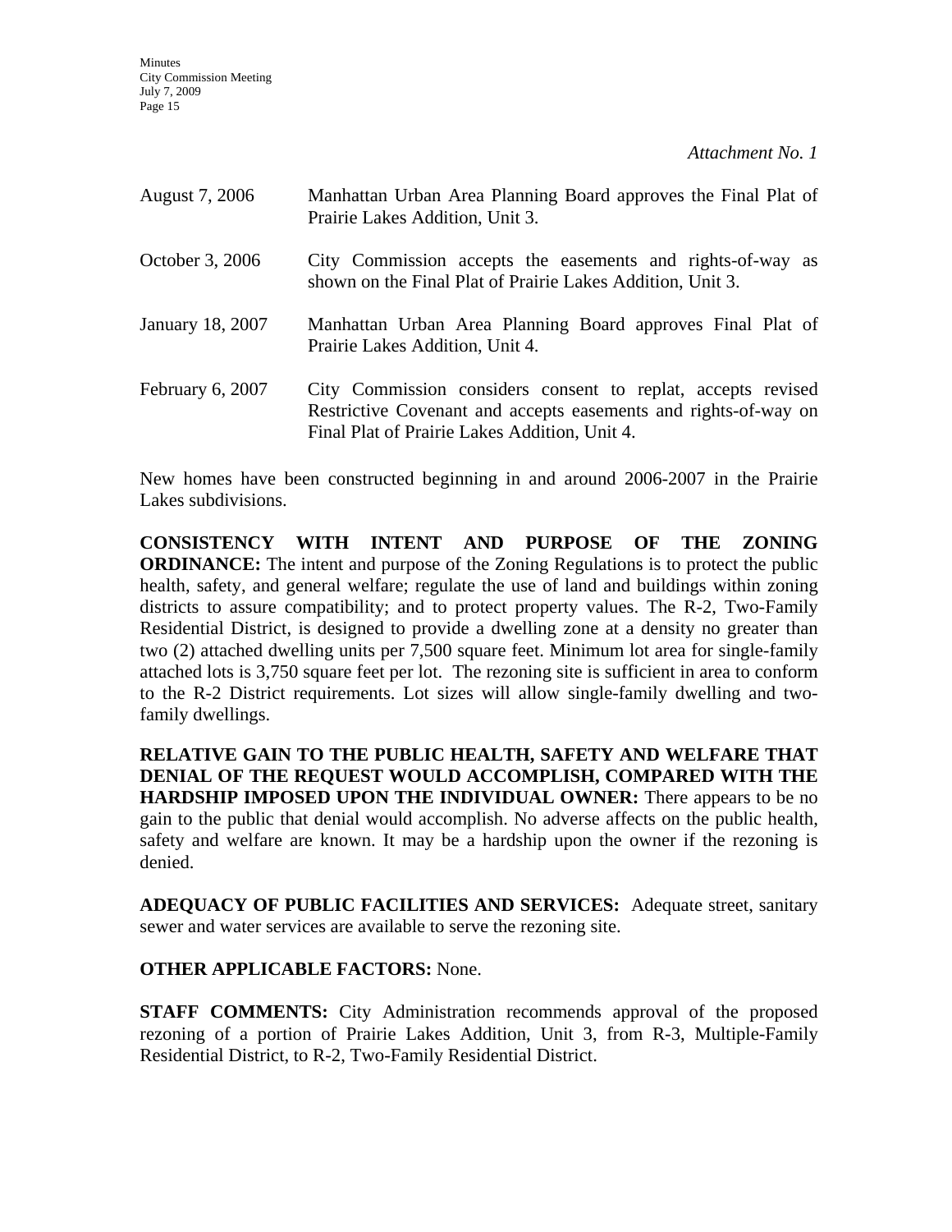*Attachment No. 1*

| | |
|---|---|
| August 7, 2006 | Manhattan Urban Area Planning Board approves the Final Plat of Prairie Lakes Addition, Unit 3. |
| October 3, 2006 | City Commission accepts the easements and rights-of-way as shown on the Final Plat of Prairie Lakes Addition, Unit 3. |
| January 18, 2007 | Manhattan Urban Area Planning Board approves Final Plat of Prairie Lakes Addition, Unit 4. |
| February 6, 2007 | City Commission considers consent to replat, accepts revised Restrictive Covenant and accepts easements and rights-of-way on Final Plat of Prairie Lakes Addition, Unit 4. |

New homes have been constructed beginning in and around 2006-2007 in the Prairie Lakes subdivisions.

**CONSISTENCY WITH INTENT AND PURPOSE OF THE ZONING ORDINANCE:** The intent and purpose of the Zoning Regulations is to protect the public health, safety, and general welfare; regulate the use of land and buildings within zoning districts to assure compatibility; and to protect property values. The R-2, Two-Family Residential District, is designed to provide a dwelling zone at a density no greater than two (2) attached dwelling units per 7,500 square feet. Minimum lot area for single-family attached lots is 3,750 square feet per lot. The rezoning site is sufficient in area to conform to the R-2 District requirements. Lot sizes will allow single-family dwelling and two-family dwellings.

**RELATIVE GAIN TO THE PUBLIC HEALTH, SAFETY AND WELFARE THAT DENIAL OF THE REQUEST WOULD ACCOMPLISH, COMPARED WITH THE HARDSHIP IMPOSED UPON THE INDIVIDUAL OWNER:** There appears to be no gain to the public that denial would accomplish. No adverse affects on the public health, safety and welfare are known. It may be a hardship upon the owner if the rezoning is denied.

**ADEQUACY OF PUBLIC FACILITIES AND SERVICES:** Adequate street, sanitary sewer and water services are available to serve the rezoning site.

**OTHER APPLICABLE FACTORS:** None.

**STAFF COMMENTS:** City Administration recommends approval of the proposed rezoning of a portion of Prairie Lakes Addition, Unit 3, from R-3, Multiple-Family Residential District, to R-2, Two-Family Residential District.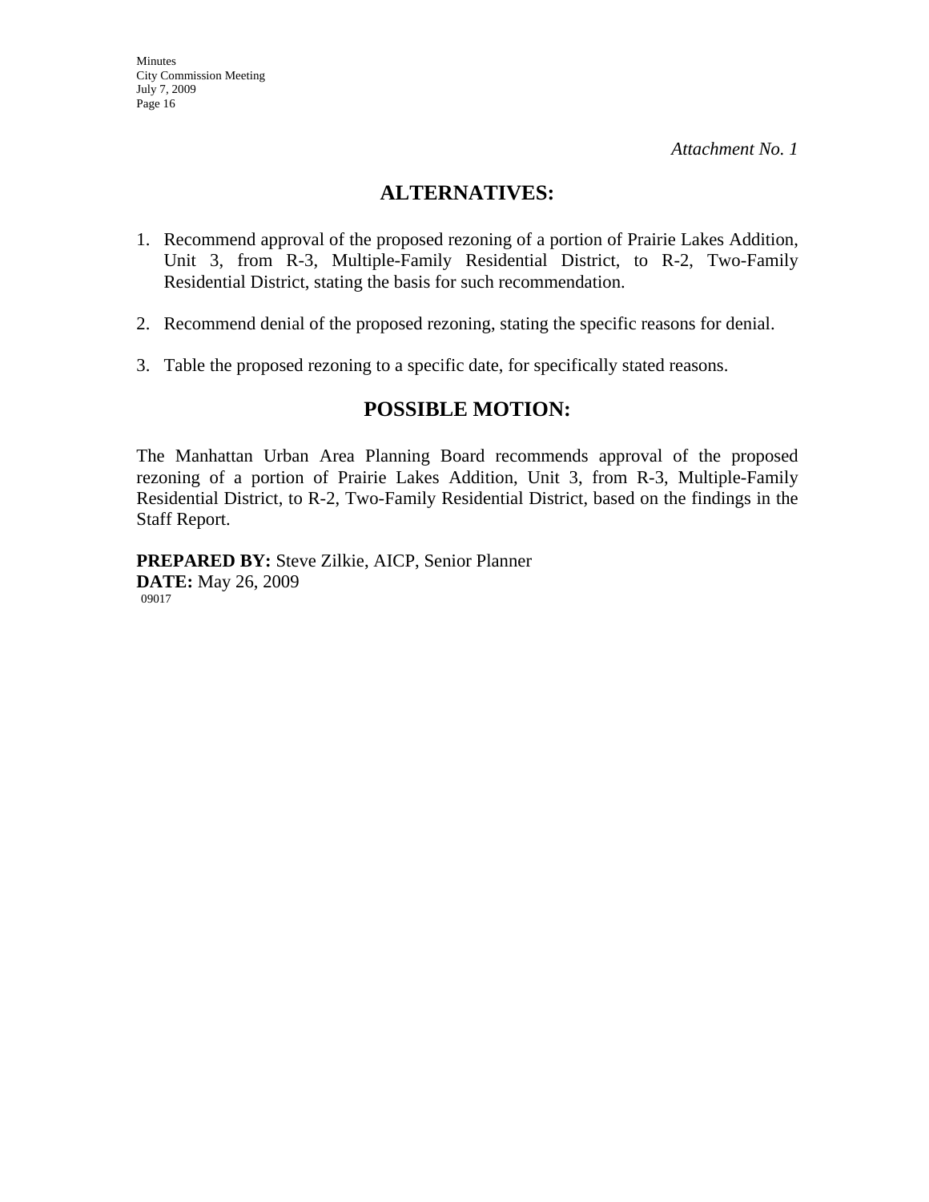*Attachment No. 1*

## ALTERNATIVES:

1. Recommend approval of the proposed rezoning of a portion of Prairie Lakes Addition, Unit 3, from R-3, Multiple-Family Residential District, to R-2, Two-Family Residential District, stating the basis for such recommendation.

2. Recommend denial of the proposed rezoning, stating the specific reasons for denial.

3. Table the proposed rezoning to a specific date, for specifically stated reasons.

## POSSIBLE MOTION:

The Manhattan Urban Area Planning Board recommends approval of the proposed rezoning of a portion of Prairie Lakes Addition, Unit 3, from R-3, Multiple-Family Residential District, to R-2, Two-Family Residential District, based on the findings in the Staff Report.

**PREPARED BY:** Steve Zilkie, AICP, Senior Planner
**DATE:** May 26, 2009
09017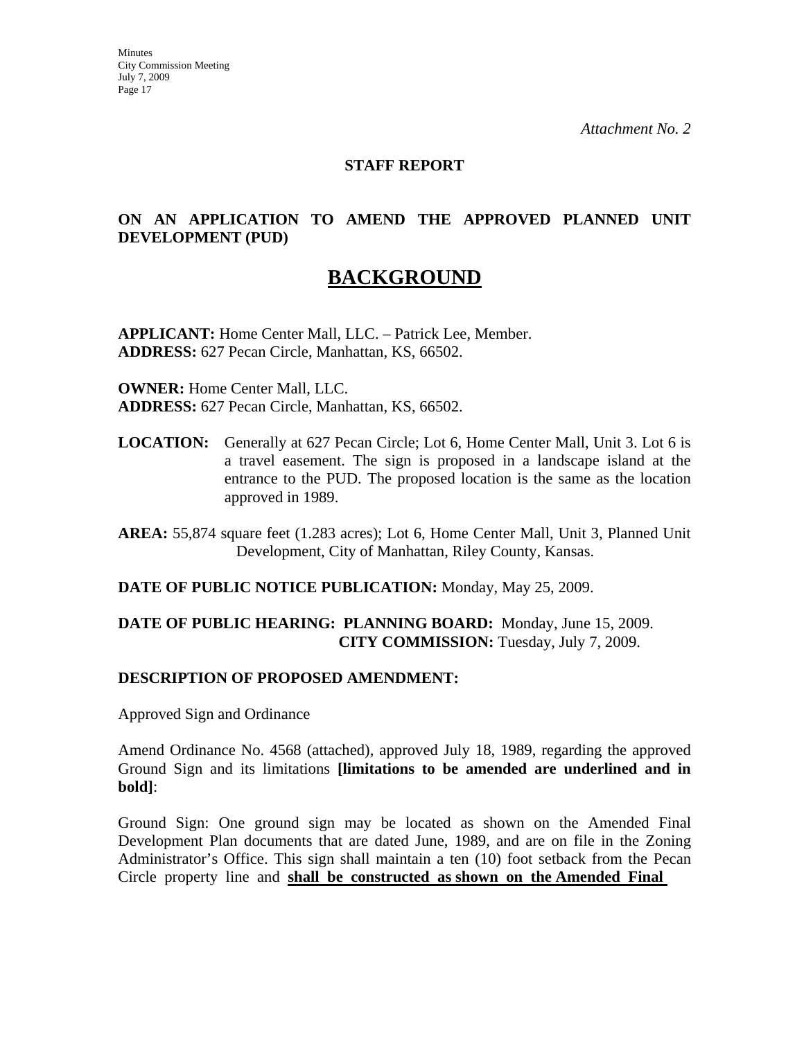*Attachment No. 2*

**STAFF REPORT**

**ON AN APPLICATION TO AMEND THE APPROVED PLANNED UNIT DEVELOPMENT (PUD)**

# BACKGROUND

**APPLICANT:** Home Center Mall, LLC. – Patrick Lee, Member.
**ADDRESS:** 627 Pecan Circle, Manhattan, KS, 66502.

**OWNER:** Home Center Mall, LLC.
**ADDRESS:** 627 Pecan Circle, Manhattan, KS, 66502.

**LOCATION:** Generally at 627 Pecan Circle; Lot 6, Home Center Mall, Unit 3. Lot 6 is a travel easement. The sign is proposed in a landscape island at the entrance to the PUD. The proposed location is the same as the location approved in 1989.

**AREA:** 55,874 square feet (1.283 acres); Lot 6, Home Center Mall, Unit 3, Planned Unit Development, City of Manhattan, Riley County, Kansas.

**DATE OF PUBLIC NOTICE PUBLICATION:** Monday, May 25, 2009.

**DATE OF PUBLIC HEARING: PLANNING BOARD:** Monday, June 15, 2009.
**CITY COMMISSION:** Tuesday, July 7, 2009.

**DESCRIPTION OF PROPOSED AMENDMENT:**

Approved Sign and Ordinance

Amend Ordinance No. 4568 (attached), approved July 18, 1989, regarding the approved Ground Sign and its limitations **[limitations to be amended are underlined and in bold]**:

Ground Sign: One ground sign may be located as shown on the Amended Final Development Plan documents that are dated June, 1989, and are on file in the Zoning Administrator's Office. This sign shall maintain a ten (10) foot setback from the Pecan Circle property line and **<u>shall be constructed as shown on the Amended Final</u>**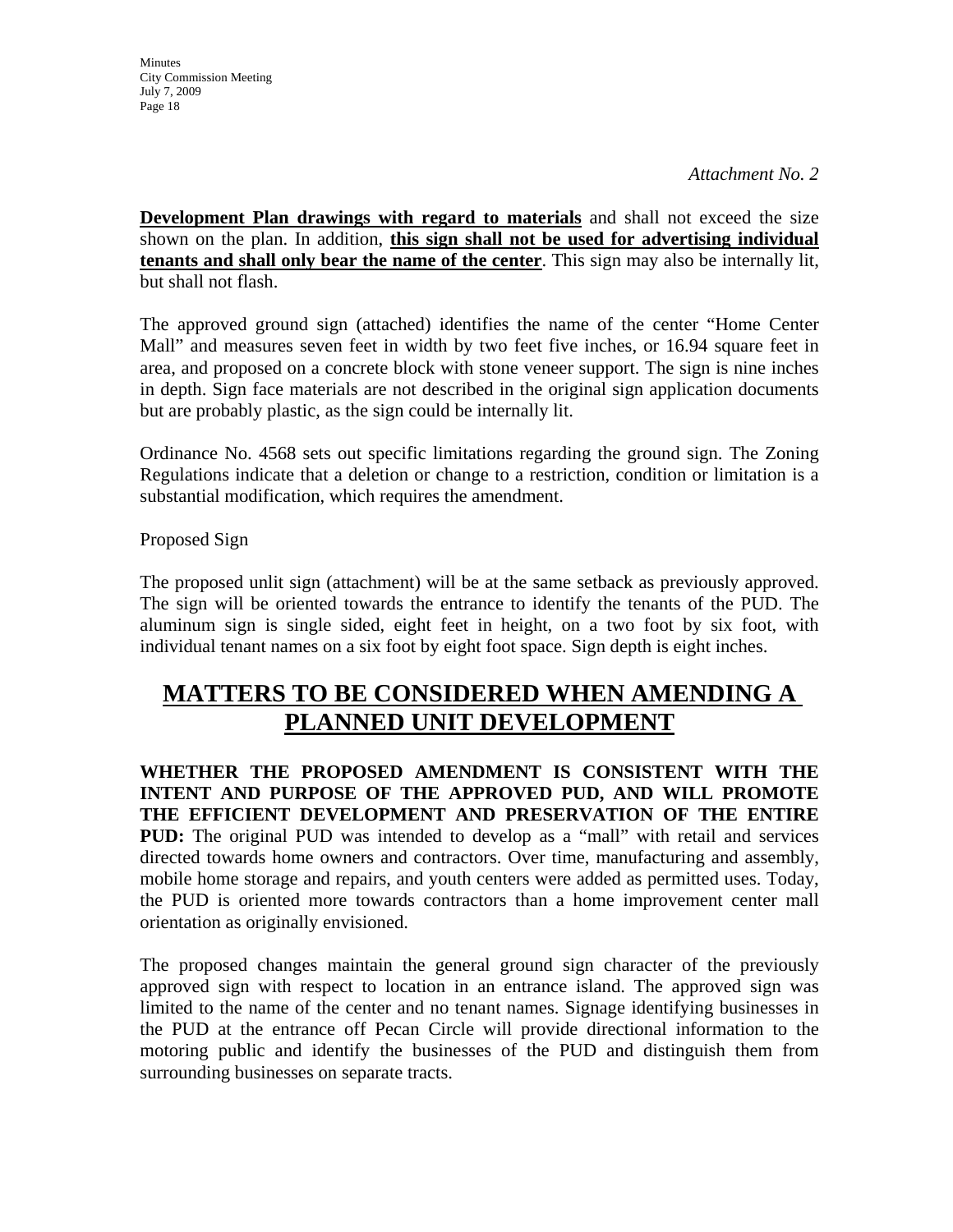*Attachment No. 2*

**Development Plan drawings with regard to materials** and shall not exceed the size shown on the plan. In addition, **this sign shall not be used for advertising individual tenants and shall only bear the name of the center**. This sign may also be internally lit, but shall not flash.

The approved ground sign (attached) identifies the name of the center "Home Center Mall" and measures seven feet in width by two feet five inches, or 16.94 square feet in area, and proposed on a concrete block with stone veneer support. The sign is nine inches in depth. Sign face materials are not described in the original sign application documents but are probably plastic, as the sign could be internally lit.

Ordinance No. 4568 sets out specific limitations regarding the ground sign. The Zoning Regulations indicate that a deletion or change to a restriction, condition or limitation is a substantial modification, which requires the amendment.

Proposed Sign

The proposed unlit sign (attachment) will be at the same setback as previously approved. The sign will be oriented towards the entrance to identify the tenants of the PUD. The aluminum sign is single sided, eight feet in height, on a two foot by six foot, with individual tenant names on a six foot by eight foot space. Sign depth is eight inches.

## MATTERS TO BE CONSIDERED WHEN AMENDING A PLANNED UNIT DEVELOPMENT

**WHETHER THE PROPOSED AMENDMENT IS CONSISTENT WITH THE INTENT AND PURPOSE OF THE APPROVED PUD, AND WILL PROMOTE THE EFFICIENT DEVELOPMENT AND PRESERVATION OF THE ENTIRE PUD:** The original PUD was intended to develop as a "mall" with retail and services directed towards home owners and contractors. Over time, manufacturing and assembly, mobile home storage and repairs, and youth centers were added as permitted uses. Today, the PUD is oriented more towards contractors than a home improvement center mall orientation as originally envisioned.

The proposed changes maintain the general ground sign character of the previously approved sign with respect to location in an entrance island. The approved sign was limited to the name of the center and no tenant names. Signage identifying businesses in the PUD at the entrance off Pecan Circle will provide directional information to the motoring public and identify the businesses of the PUD and distinguish them from surrounding businesses on separate tracts.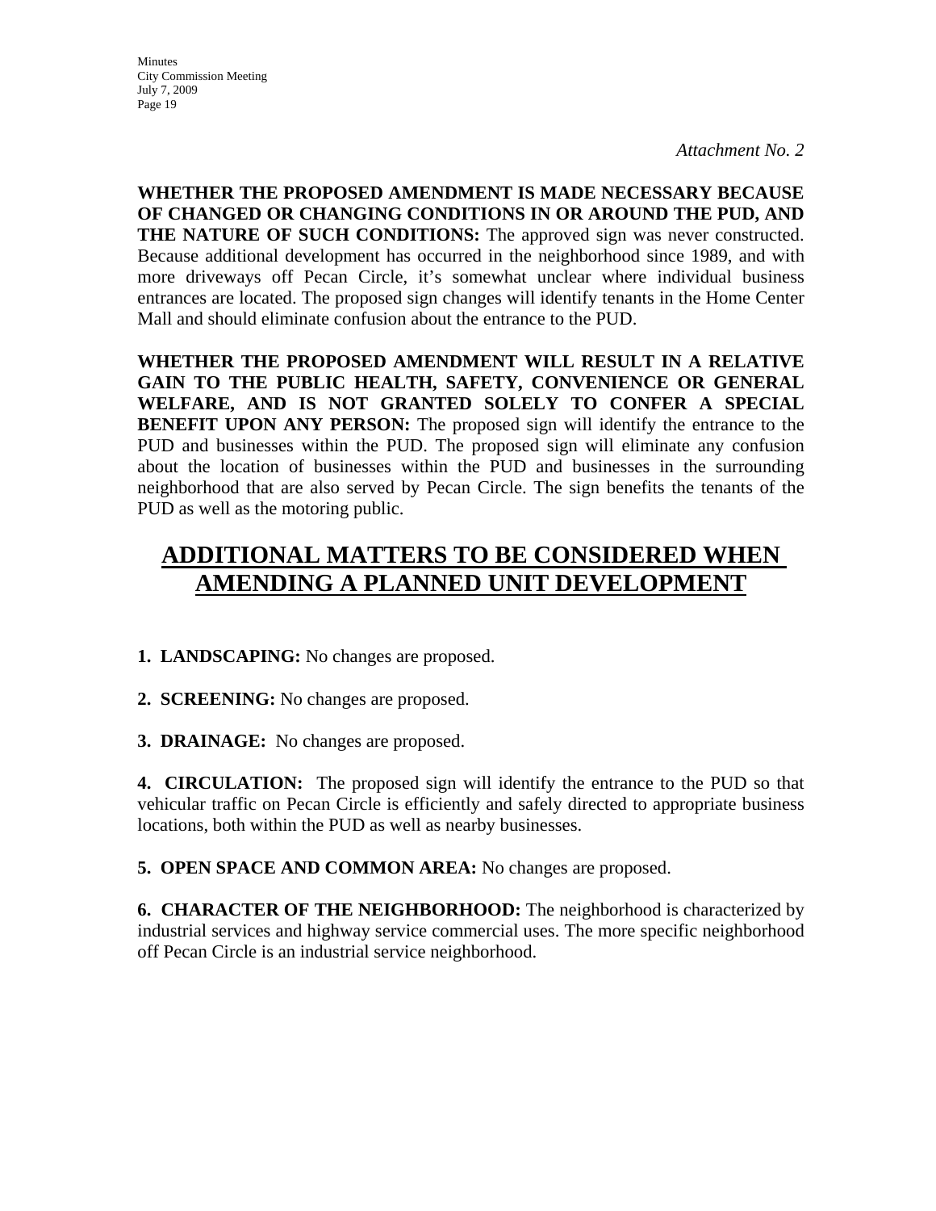*Attachment No. 2*

**WHETHER THE PROPOSED AMENDMENT IS MADE NECESSARY BECAUSE OF CHANGED OR CHANGING CONDITIONS IN OR AROUND THE PUD, AND THE NATURE OF SUCH CONDITIONS:** The approved sign was never constructed. Because additional development has occurred in the neighborhood since 1989, and with more driveways off Pecan Circle, it's somewhat unclear where individual business entrances are located. The proposed sign changes will identify tenants in the Home Center Mall and should eliminate confusion about the entrance to the PUD.

**WHETHER THE PROPOSED AMENDMENT WILL RESULT IN A RELATIVE GAIN TO THE PUBLIC HEALTH, SAFETY, CONVENIENCE OR GENERAL WELFARE, AND IS NOT GRANTED SOLELY TO CONFER A SPECIAL BENEFIT UPON ANY PERSON:** The proposed sign will identify the entrance to the PUD and businesses within the PUD. The proposed sign will eliminate any confusion about the location of businesses within the PUD and businesses in the surrounding neighborhood that are also served by Pecan Circle. The sign benefits the tenants of the PUD as well as the motoring public.

## ADDITIONAL MATTERS TO BE CONSIDERED WHEN AMENDING A PLANNED UNIT DEVELOPMENT

**1. LANDSCAPING:** No changes are proposed.

**2. SCREENING:** No changes are proposed.

**3. DRAINAGE:** No changes are proposed.

**4. CIRCULATION:** The proposed sign will identify the entrance to the PUD so that vehicular traffic on Pecan Circle is efficiently and safely directed to appropriate business locations, both within the PUD as well as nearby businesses.

**5. OPEN SPACE AND COMMON AREA:** No changes are proposed.

**6. CHARACTER OF THE NEIGHBORHOOD:** The neighborhood is characterized by industrial services and highway service commercial uses. The more specific neighborhood off Pecan Circle is an industrial service neighborhood.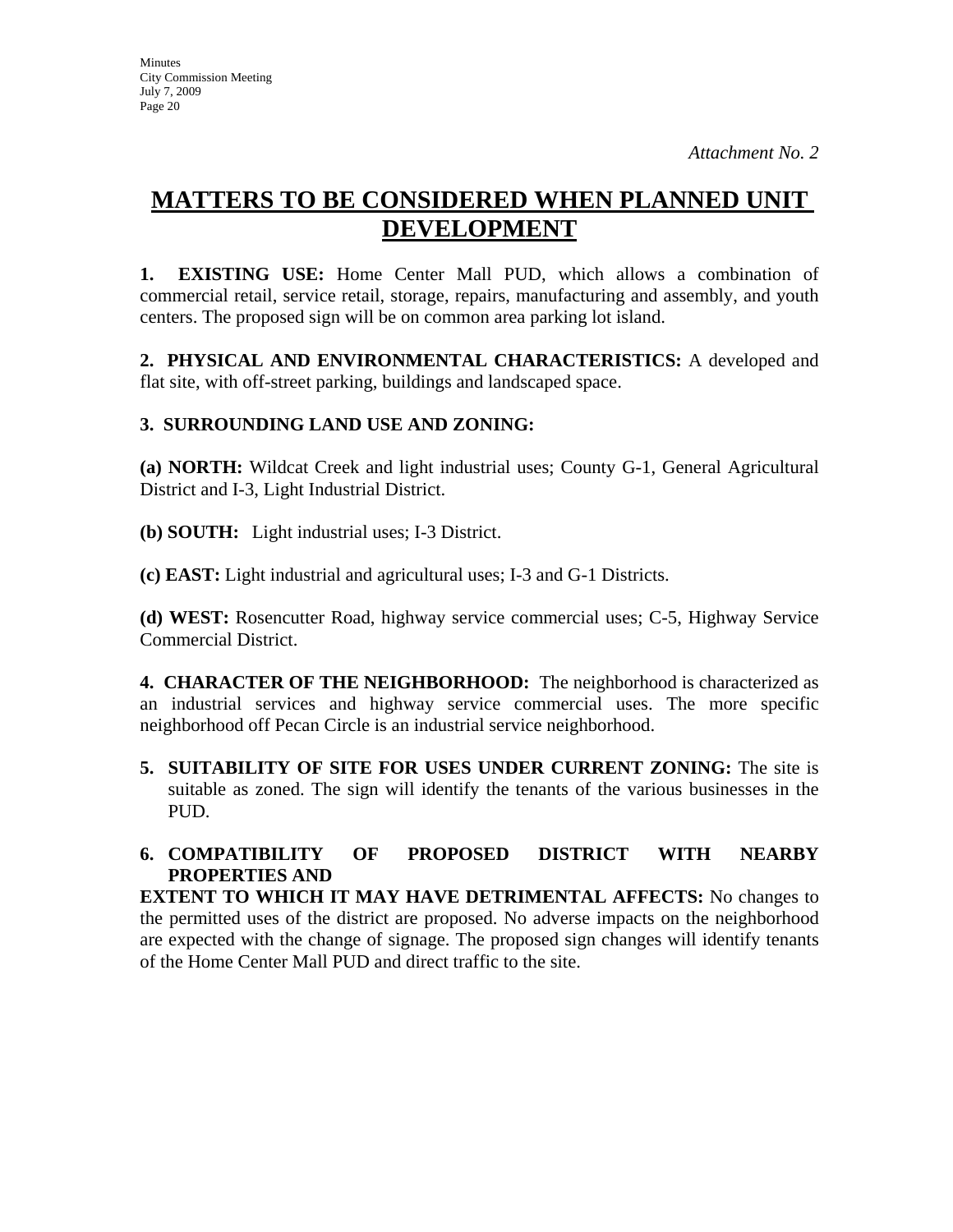*Attachment No. 2*

# MATTERS TO BE CONSIDERED WHEN PLANNED UNIT DEVELOPMENT

**1. EXISTING USE:** Home Center Mall PUD, which allows a combination of commercial retail, service retail, storage, repairs, manufacturing and assembly, and youth centers. The proposed sign will be on common area parking lot island.

**2. PHYSICAL AND ENVIRONMENTAL CHARACTERISTICS:** A developed and flat site, with off-street parking, buildings and landscaped space.

**3. SURROUNDING LAND USE AND ZONING:**

**(a) NORTH:** Wildcat Creek and light industrial uses; County G-1, General Agricultural District and I-3, Light Industrial District.

**(b) SOUTH:** Light industrial uses; I-3 District.

**(c) EAST:** Light industrial and agricultural uses; I-3 and G-1 Districts.

**(d) WEST:** Rosencutter Road, highway service commercial uses; C-5, Highway Service Commercial District.

**4. CHARACTER OF THE NEIGHBORHOOD:** The neighborhood is characterized as an industrial services and highway service commercial uses. The more specific neighborhood off Pecan Circle is an industrial service neighborhood.

**5. SUITABILITY OF SITE FOR USES UNDER CURRENT ZONING:** The site is suitable as zoned. The sign will identify the tenants of the various businesses in the PUD.

**6. COMPATIBILITY OF PROPOSED DISTRICT WITH NEARBY PROPERTIES AND EXTENT TO WHICH IT MAY HAVE DETRIMENTAL AFFECTS:** No changes to the permitted uses of the district are proposed. No adverse impacts on the neighborhood are expected with the change of signage. The proposed sign changes will identify tenants of the Home Center Mall PUD and direct traffic to the site.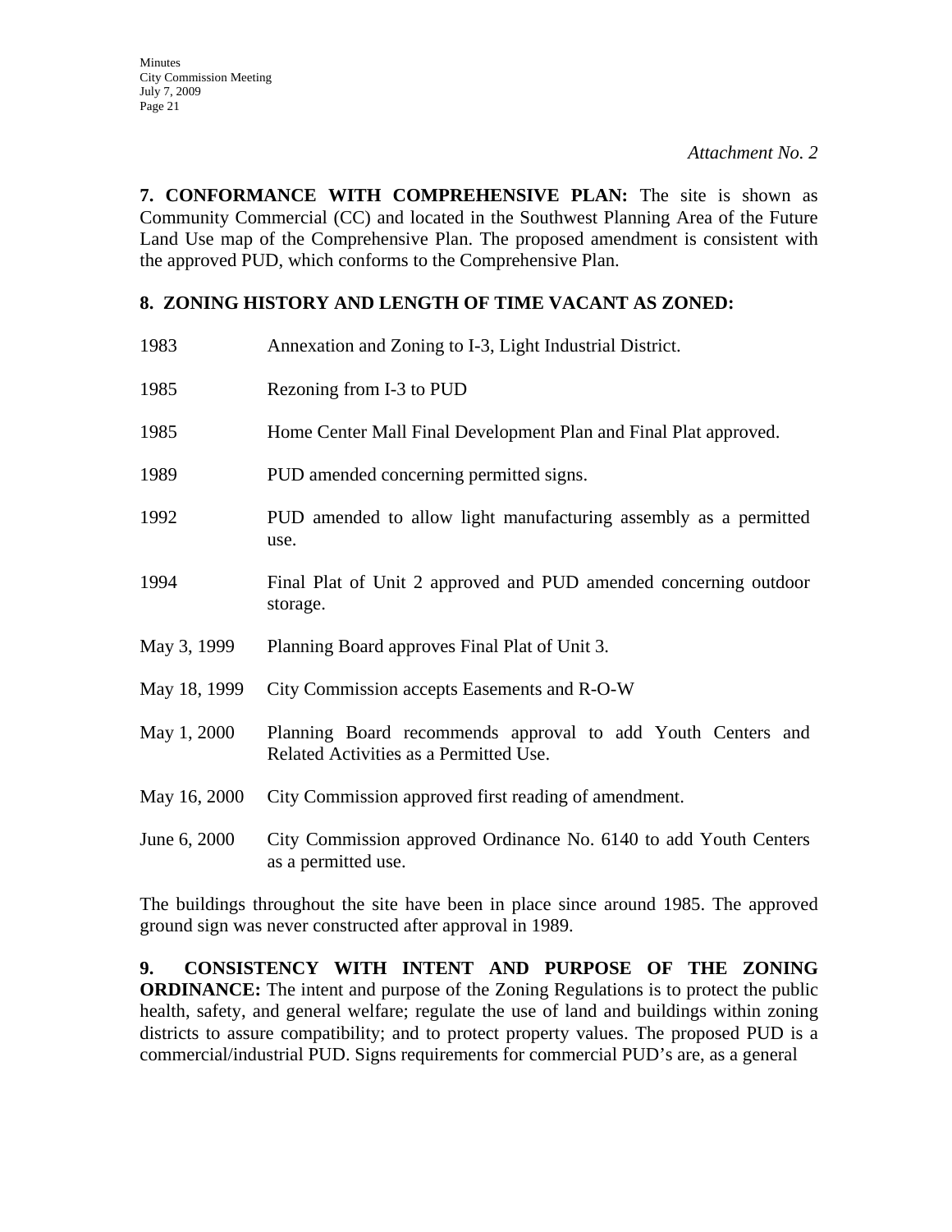*Attachment No. 2*

**7. CONFORMANCE WITH COMPREHENSIVE PLAN:** The site is shown as Community Commercial (CC) and located in the Southwest Planning Area of the Future Land Use map of the Comprehensive Plan. The proposed amendment is consistent with the approved PUD, which conforms to the Comprehensive Plan.

**8. ZONING HISTORY AND LENGTH OF TIME VACANT AS ZONED:**

| | |
|---|---|
| 1983 | Annexation and Zoning to I-3, Light Industrial District. |
| 1985 | Rezoning from I-3 to PUD |
| 1985 | Home Center Mall Final Development Plan and Final Plat approved. |
| 1989 | PUD amended concerning permitted signs. |
| 1992 | PUD amended to allow light manufacturing assembly as a permitted use. |
| 1994 | Final Plat of Unit 2 approved and PUD amended concerning outdoor storage. |
| May 3, 1999 | Planning Board approves Final Plat of Unit 3. |
| May 18, 1999 | City Commission accepts Easements and R-O-W |
| May 1, 2000 | Planning Board recommends approval to add Youth Centers and Related Activities as a Permitted Use. |
| May 16, 2000 | City Commission approved first reading of amendment. |
| June 6, 2000 | City Commission approved Ordinance No. 6140 to add Youth Centers as a permitted use. |

The buildings throughout the site have been in place since around 1985. The approved ground sign was never constructed after approval in 1989.

**9. CONSISTENCY WITH INTENT AND PURPOSE OF THE ZONING ORDINANCE:** The intent and purpose of the Zoning Regulations is to protect the public health, safety, and general welfare; regulate the use of land and buildings within zoning districts to assure compatibility; and to protect property values. The proposed PUD is a commercial/industrial PUD. Signs requirements for commercial PUD's are, as a general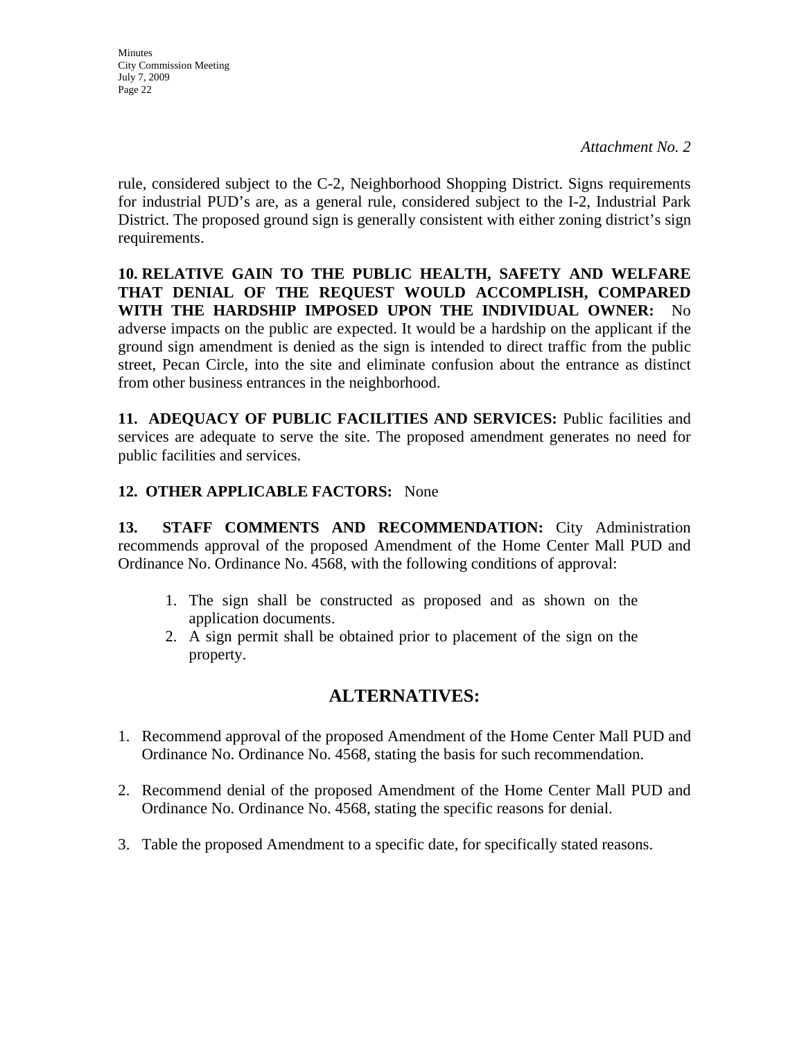*Attachment No. 2*

rule, considered subject to the C-2, Neighborhood Shopping District. Signs requirements for industrial PUD's are, as a general rule, considered subject to the I-2, Industrial Park District. The proposed ground sign is generally consistent with either zoning district's sign requirements.

**10. RELATIVE GAIN TO THE PUBLIC HEALTH, SAFETY AND WELFARE THAT DENIAL OF THE REQUEST WOULD ACCOMPLISH, COMPARED WITH THE HARDSHIP IMPOSED UPON THE INDIVIDUAL OWNER:** No adverse impacts on the public are expected. It would be a hardship on the applicant if the ground sign amendment is denied as the sign is intended to direct traffic from the public street, Pecan Circle, into the site and eliminate confusion about the entrance as distinct from other business entrances in the neighborhood.

**11. ADEQUACY OF PUBLIC FACILITIES AND SERVICES:** Public facilities and services are adequate to serve the site. The proposed amendment generates no need for public facilities and services.

**12. OTHER APPLICABLE FACTORS:** None

**13. STAFF COMMENTS AND RECOMMENDATION:** City Administration recommends approval of the proposed Amendment of the Home Center Mall PUD and Ordinance No. Ordinance No. 4568, with the following conditions of approval:

1. The sign shall be constructed as proposed and as shown on the application documents.
2. A sign permit shall be obtained prior to placement of the sign on the property.

## ALTERNATIVES:

1. Recommend approval of the proposed Amendment of the Home Center Mall PUD and Ordinance No. Ordinance No. 4568, stating the basis for such recommendation.

2. Recommend denial of the proposed Amendment of the Home Center Mall PUD and Ordinance No. Ordinance No. 4568, stating the specific reasons for denial.

3. Table the proposed Amendment to a specific date, for specifically stated reasons.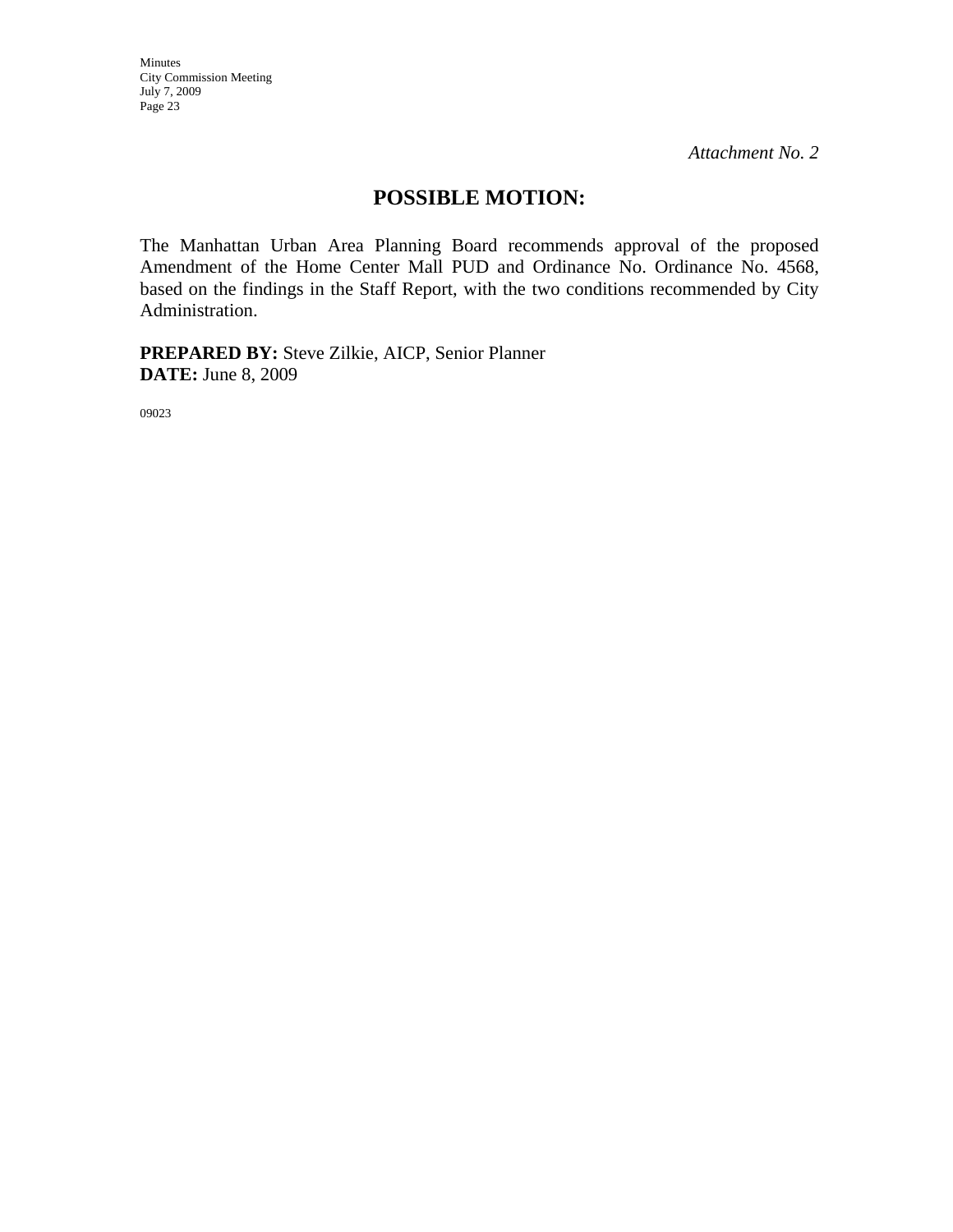*Attachment No. 2*

## POSSIBLE MOTION:

The Manhattan Urban Area Planning Board recommends approval of the proposed Amendment of the Home Center Mall PUD and Ordinance No. Ordinance No. 4568, based on the findings in the Staff Report, with the two conditions recommended by City Administration.

**PREPARED BY:** Steve Zilkie, AICP, Senior Planner
**DATE:** June 8, 2009

09023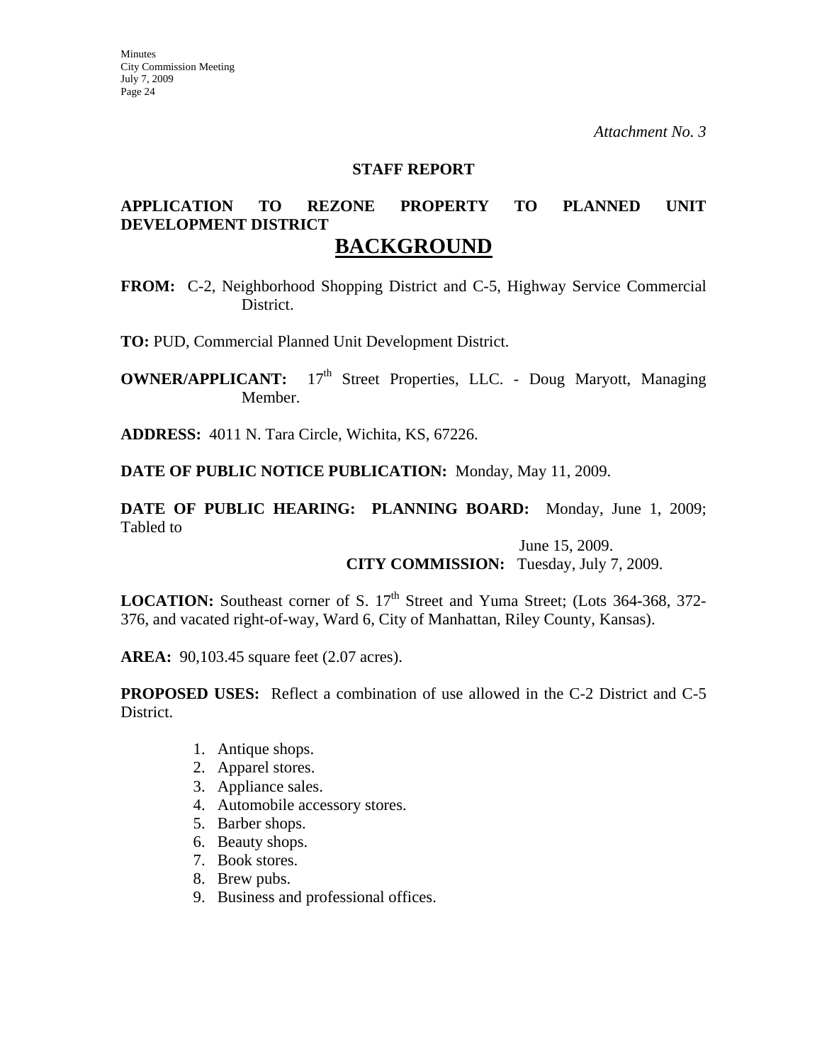*Attachment No. 3*

**STAFF REPORT**

**APPLICATION TO REZONE PROPERTY TO PLANNED UNIT DEVELOPMENT DISTRICT**

## BACKGROUND

**FROM:** C-2, Neighborhood Shopping District and C-5, Highway Service Commercial District.

**TO:** PUD, Commercial Planned Unit Development District.

**OWNER/APPLICANT:** 17th Street Properties, LLC. - Doug Maryott, Managing Member.

**ADDRESS:** 4011 N. Tara Circle, Wichita, KS, 67226.

**DATE OF PUBLIC NOTICE PUBLICATION:** Monday, May 11, 2009.

**DATE OF PUBLIC HEARING: PLANNING BOARD:** Monday, June 1, 2009; Tabled to June 15, 2009.
**CITY COMMISSION:** Tuesday, July 7, 2009.

**LOCATION:** Southeast corner of S. 17th Street and Yuma Street; (Lots 364-368, 372-376, and vacated right-of-way, Ward 6, City of Manhattan, Riley County, Kansas).

**AREA:** 90,103.45 square feet (2.07 acres).

**PROPOSED USES:** Reflect a combination of use allowed in the C-2 District and C-5 District.

1. Antique shops.
2. Apparel stores.
3. Appliance sales.
4. Automobile accessory stores.
5. Barber shops.
6. Beauty shops.
7. Book stores.
8. Brew pubs.
9. Business and professional offices.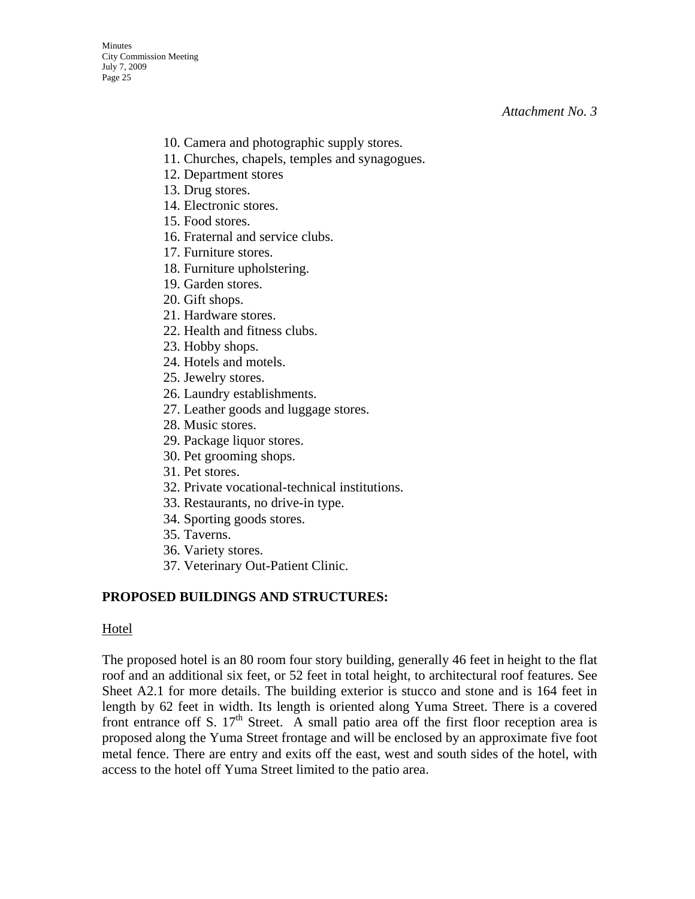*Attachment No. 3*

10. Camera and photographic supply stores.
11. Churches, chapels, temples and synagogues.
12. Department stores
13. Drug stores.
14. Electronic stores.
15. Food stores.
16. Fraternal and service clubs.
17. Furniture stores.
18. Furniture upholstering.
19. Garden stores.
20. Gift shops.
21. Hardware stores.
22. Health and fitness clubs.
23. Hobby shops.
24. Hotels and motels.
25. Jewelry stores.
26. Laundry establishments.
27. Leather goods and luggage stores.
28. Music stores.
29. Package liquor stores.
30. Pet grooming shops.
31. Pet stores.
32. Private vocational-technical institutions.
33. Restaurants, no drive-in type.
34. Sporting goods stores.
35. Taverns.
36. Variety stores.
37. Veterinary Out-Patient Clinic.

**PROPOSED BUILDINGS AND STRUCTURES:**

Hotel

The proposed hotel is an 80 room four story building, generally 46 feet in height to the flat roof and an additional six feet, or 52 feet in total height, to architectural roof features. See Sheet A2.1 for more details. The building exterior is stucco and stone and is 164 feet in length by 62 feet in width. Its length is oriented along Yuma Street. There is a covered front entrance off S. 17th Street. A small patio area off the first floor reception area is proposed along the Yuma Street frontage and will be enclosed by an approximate five foot metal fence. There are entry and exits off the east, west and south sides of the hotel, with access to the hotel off Yuma Street limited to the patio area.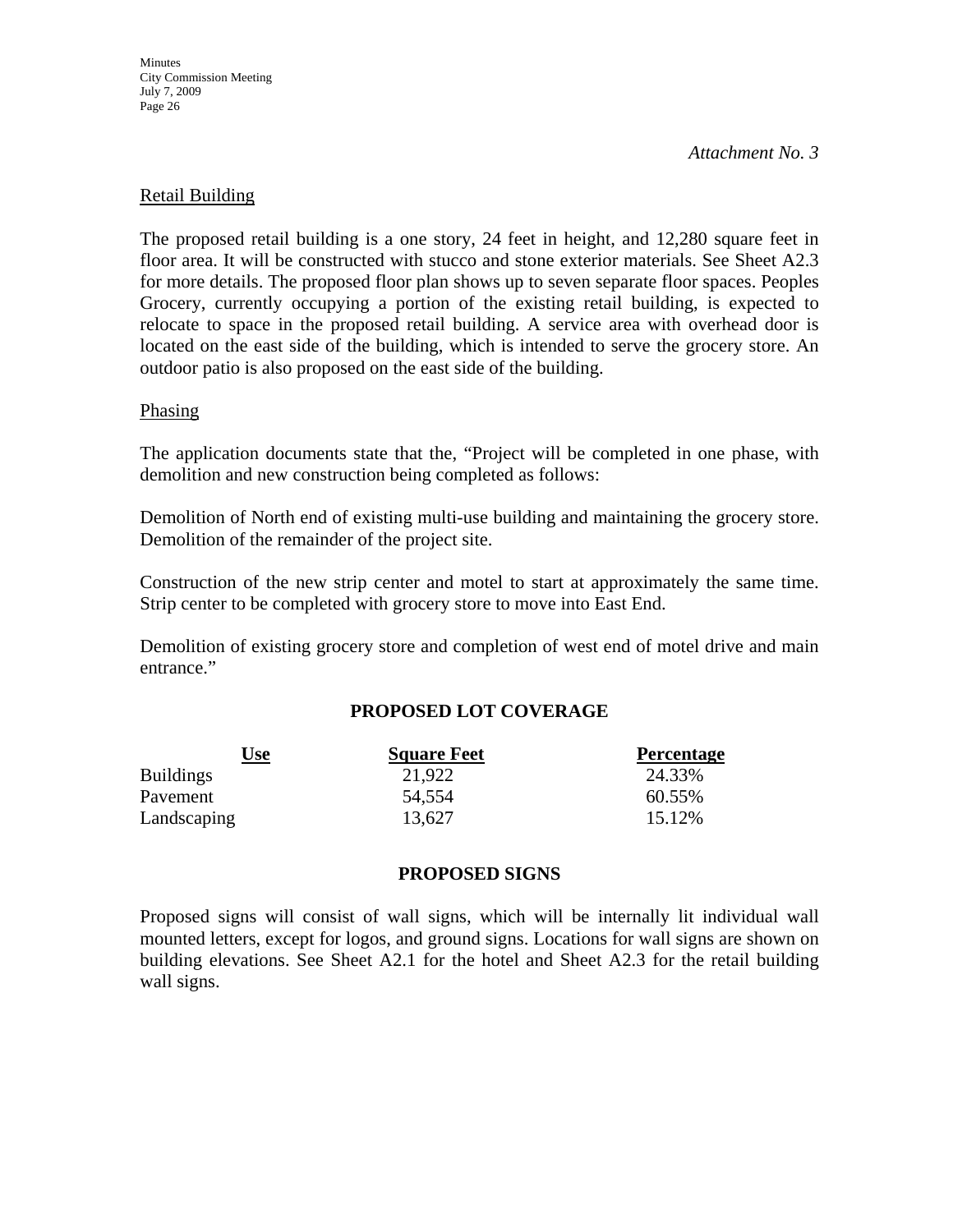*Attachment No. 3*

Retail Building

The proposed retail building is a one story, 24 feet in height, and 12,280 square feet in floor area. It will be constructed with stucco and stone exterior materials. See Sheet A2.3 for more details. The proposed floor plan shows up to seven separate floor spaces. Peoples Grocery, currently occupying a portion of the existing retail building, is expected to relocate to space in the proposed retail building. A service area with overhead door is located on the east side of the building, which is intended to serve the grocery store. An outdoor patio is also proposed on the east side of the building.

Phasing

The application documents state that the, "Project will be completed in one phase, with demolition and new construction being completed as follows:

Demolition of North end of existing multi-use building and maintaining the grocery store. Demolition of the remainder of the project site.

Construction of the new strip center and motel to start at approximately the same time. Strip center to be completed with grocery store to move into East End.

Demolition of existing grocery store and completion of west end of motel drive and main entrance."

**PROPOSED LOT COVERAGE**

| Use | Square Feet | Percentage |
|---|---|---|
| Buildings | 21,922 | 24.33% |
| Pavement | 54,554 | 60.55% |
| Landscaping | 13,627 | 15.12% |

**PROPOSED SIGNS**

Proposed signs will consist of wall signs, which will be internally lit individual wall mounted letters, except for logos, and ground signs. Locations for wall signs are shown on building elevations. See Sheet A2.1 for the hotel and Sheet A2.3 for the retail building wall signs.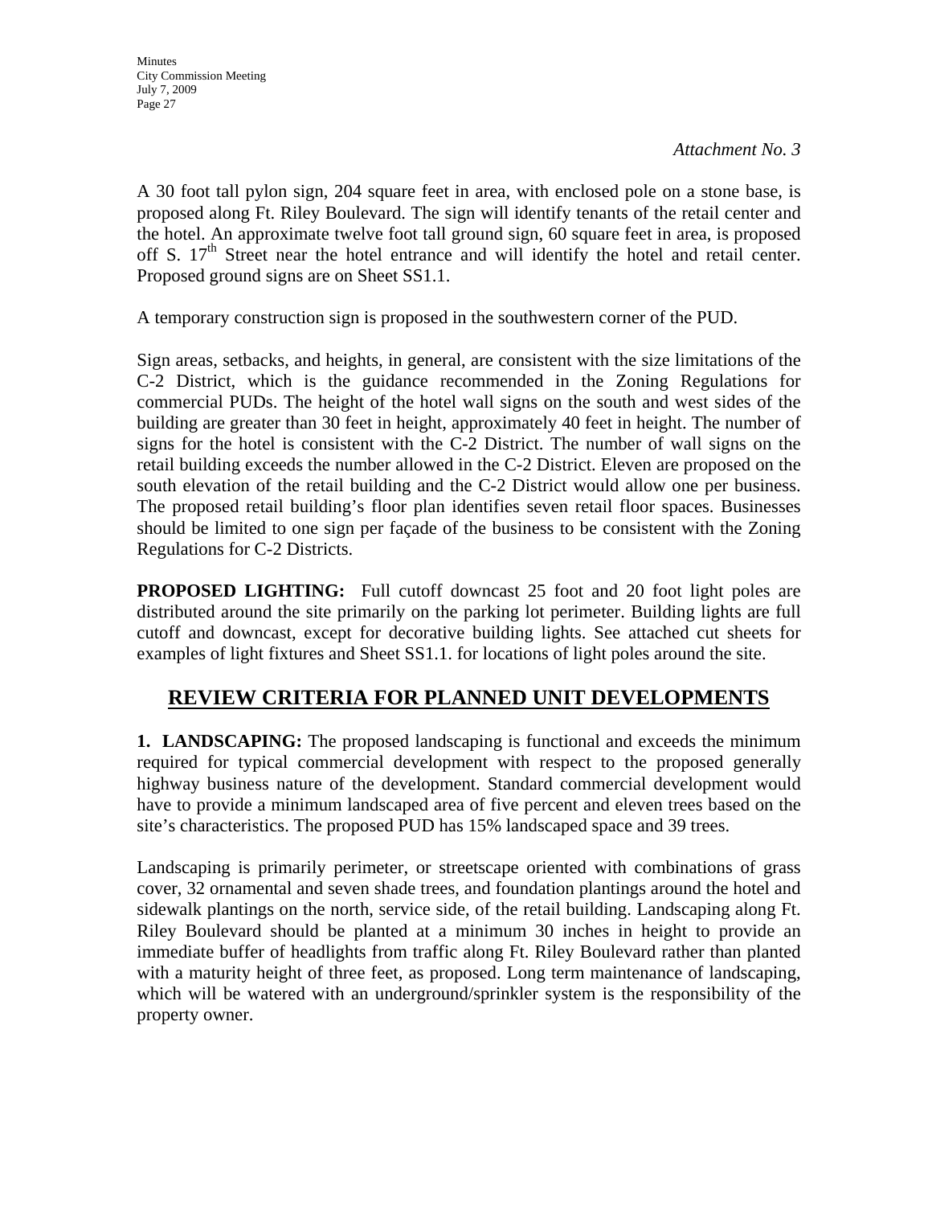*Attachment No. 3*

A 30 foot tall pylon sign, 204 square feet in area, with enclosed pole on a stone base, is proposed along Ft. Riley Boulevard. The sign will identify tenants of the retail center and the hotel. An approximate twelve foot tall ground sign, 60 square feet in area, is proposed off S. 17th Street near the hotel entrance and will identify the hotel and retail center. Proposed ground signs are on Sheet SS1.1.

A temporary construction sign is proposed in the southwestern corner of the PUD.

Sign areas, setbacks, and heights, in general, are consistent with the size limitations of the C-2 District, which is the guidance recommended in the Zoning Regulations for commercial PUDs. The height of the hotel wall signs on the south and west sides of the building are greater than 30 feet in height, approximately 40 feet in height. The number of signs for the hotel is consistent with the C-2 District. The number of wall signs on the retail building exceeds the number allowed in the C-2 District. Eleven are proposed on the south elevation of the retail building and the C-2 District would allow one per business. The proposed retail building's floor plan identifies seven retail floor spaces. Businesses should be limited to one sign per façade of the business to be consistent with the Zoning Regulations for C-2 Districts.

**PROPOSED LIGHTING:** Full cutoff downcast 25 foot and 20 foot light poles are distributed around the site primarily on the parking lot perimeter. Building lights are full cutoff and downcast, except for decorative building lights. See attached cut sheets for examples of light fixtures and Sheet SS1.1. for locations of light poles around the site.

## REVIEW CRITERIA FOR PLANNED UNIT DEVELOPMENTS

**1. LANDSCAPING:** The proposed landscaping is functional and exceeds the minimum required for typical commercial development with respect to the proposed generally highway business nature of the development. Standard commercial development would have to provide a minimum landscaped area of five percent and eleven trees based on the site's characteristics. The proposed PUD has 15% landscaped space and 39 trees.

Landscaping is primarily perimeter, or streetscape oriented with combinations of grass cover, 32 ornamental and seven shade trees, and foundation plantings around the hotel and sidewalk plantings on the north, service side, of the retail building. Landscaping along Ft. Riley Boulevard should be planted at a minimum 30 inches in height to provide an immediate buffer of headlights from traffic along Ft. Riley Boulevard rather than planted with a maturity height of three feet, as proposed. Long term maintenance of landscaping, which will be watered with an underground/sprinkler system is the responsibility of the property owner.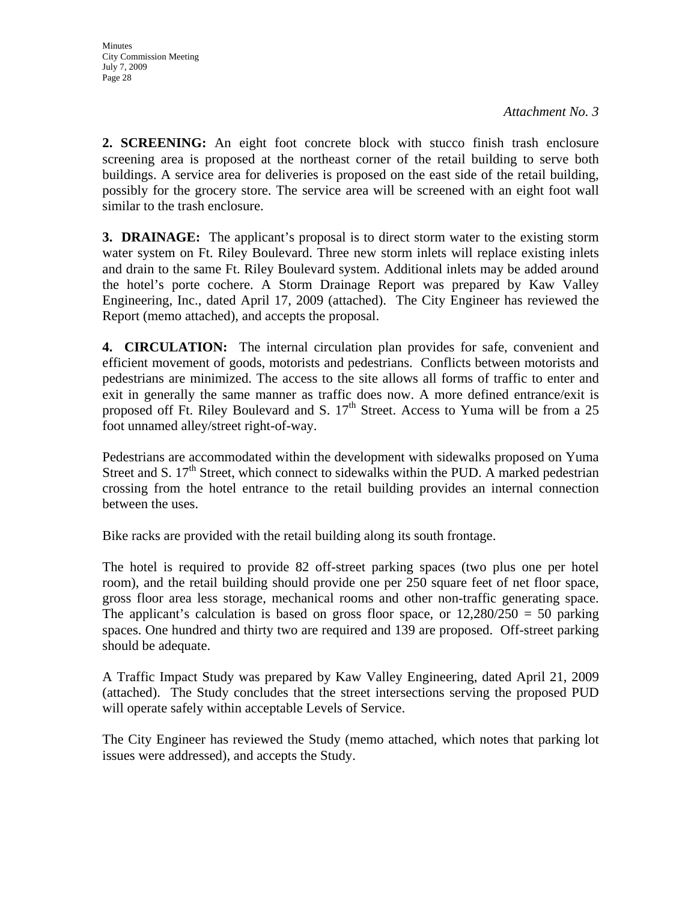*Attachment No. 3*

**2. SCREENING:** An eight foot concrete block with stucco finish trash enclosure screening area is proposed at the northeast corner of the retail building to serve both buildings. A service area for deliveries is proposed on the east side of the retail building, possibly for the grocery store. The service area will be screened with an eight foot wall similar to the trash enclosure.

**3. DRAINAGE:** The applicant's proposal is to direct storm water to the existing storm water system on Ft. Riley Boulevard. Three new storm inlets will replace existing inlets and drain to the same Ft. Riley Boulevard system. Additional inlets may be added around the hotel's porte cochere. A Storm Drainage Report was prepared by Kaw Valley Engineering, Inc., dated April 17, 2009 (attached). The City Engineer has reviewed the Report (memo attached), and accepts the proposal.

**4. CIRCULATION:** The internal circulation plan provides for safe, convenient and efficient movement of goods, motorists and pedestrians. Conflicts between motorists and pedestrians are minimized. The access to the site allows all forms of traffic to enter and exit in generally the same manner as traffic does now. A more defined entrance/exit is proposed off Ft. Riley Boulevard and S. 17th Street. Access to Yuma will be from a 25 foot unnamed alley/street right-of-way.

Pedestrians are accommodated within the development with sidewalks proposed on Yuma Street and S. 17th Street, which connect to sidewalks within the PUD. A marked pedestrian crossing from the hotel entrance to the retail building provides an internal connection between the uses.

Bike racks are provided with the retail building along its south frontage.

The hotel is required to provide 82 off-street parking spaces (two plus one per hotel room), and the retail building should provide one per 250 square feet of net floor space, gross floor area less storage, mechanical rooms and other non-traffic generating space. The applicant's calculation is based on gross floor space, or 12,280/250 = 50 parking spaces. One hundred and thirty two are required and 139 are proposed. Off-street parking should be adequate.

A Traffic Impact Study was prepared by Kaw Valley Engineering, dated April 21, 2009 (attached). The Study concludes that the street intersections serving the proposed PUD will operate safely within acceptable Levels of Service.

The City Engineer has reviewed the Study (memo attached, which notes that parking lot issues were addressed), and accepts the Study.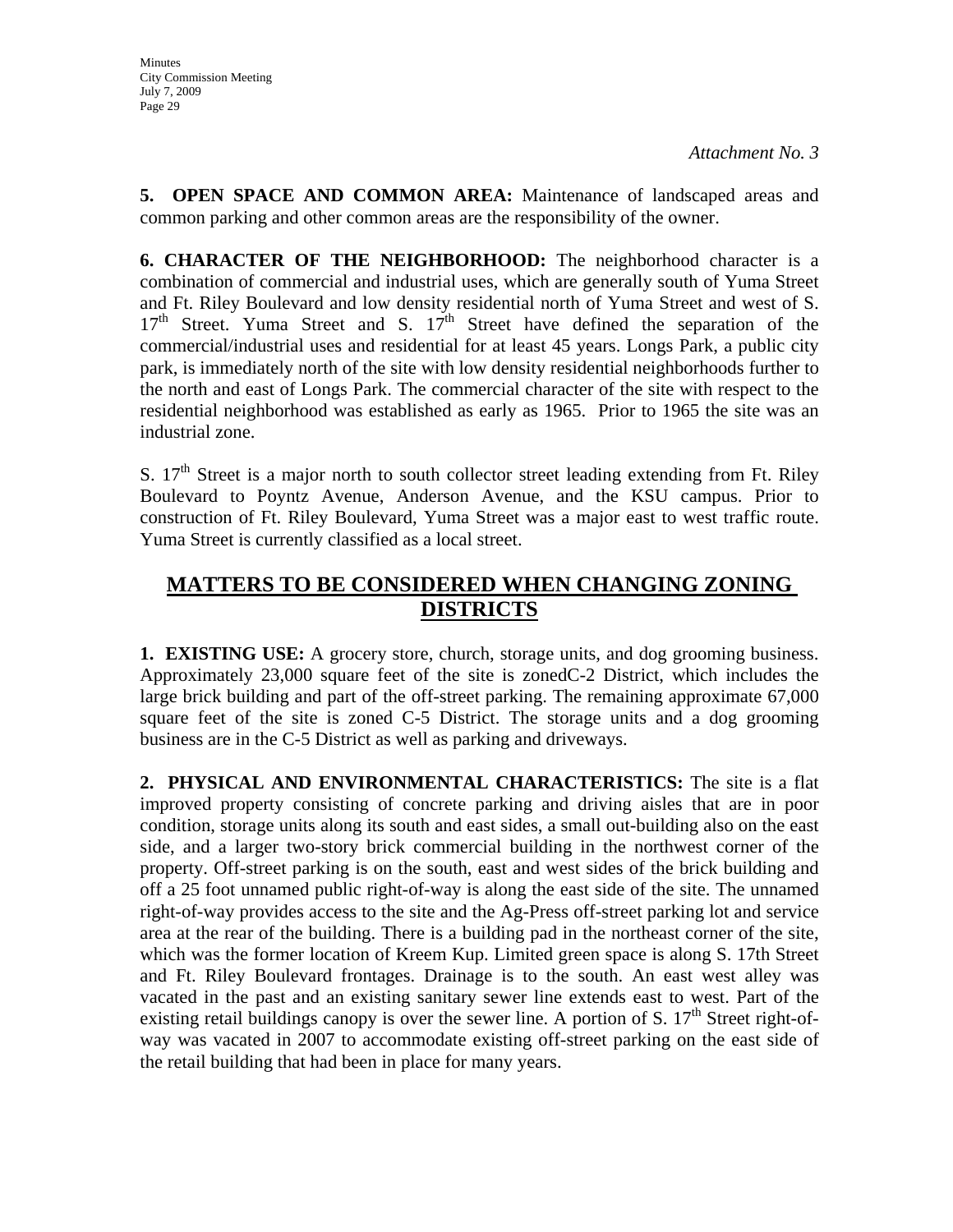*Attachment No. 3*

**5. OPEN SPACE AND COMMON AREA:** Maintenance of landscaped areas and common parking and other common areas are the responsibility of the owner.

**6. CHARACTER OF THE NEIGHBORHOOD:** The neighborhood character is a combination of commercial and industrial uses, which are generally south of Yuma Street and Ft. Riley Boulevard and low density residential north of Yuma Street and west of S. 17th Street. Yuma Street and S. 17th Street have defined the separation of the commercial/industrial uses and residential for at least 45 years. Longs Park, a public city park, is immediately north of the site with low density residential neighborhoods further to the north and east of Longs Park. The commercial character of the site with respect to the residential neighborhood was established as early as 1965. Prior to 1965 the site was an industrial zone.

S. 17th Street is a major north to south collector street leading extending from Ft. Riley Boulevard to Poyntz Avenue, Anderson Avenue, and the KSU campus. Prior to construction of Ft. Riley Boulevard, Yuma Street was a major east to west traffic route. Yuma Street is currently classified as a local street.

## MATTERS TO BE CONSIDERED WHEN CHANGING ZONING DISTRICTS

**1. EXISTING USE:** A grocery store, church, storage units, and dog grooming business. Approximately 23,000 square feet of the site is zonedC-2 District, which includes the large brick building and part of the off-street parking. The remaining approximate 67,000 square feet of the site is zoned C-5 District. The storage units and a dog grooming business are in the C-5 District as well as parking and driveways.

**2. PHYSICAL AND ENVIRONMENTAL CHARACTERISTICS:** The site is a flat improved property consisting of concrete parking and driving aisles that are in poor condition, storage units along its south and east sides, a small out-building also on the east side, and a larger two-story brick commercial building in the northwest corner of the property. Off-street parking is on the south, east and west sides of the brick building and off a 25 foot unnamed public right-of-way is along the east side of the site. The unnamed right-of-way provides access to the site and the Ag-Press off-street parking lot and service area at the rear of the building. There is a building pad in the northeast corner of the site, which was the former location of Kreem Kup. Limited green space is along S. 17th Street and Ft. Riley Boulevard frontages. Drainage is to the south. An east west alley was vacated in the past and an existing sanitary sewer line extends east to west. Part of the existing retail buildings canopy is over the sewer line. A portion of S. 17th Street right-of-way was vacated in 2007 to accommodate existing off-street parking on the east side of the retail building that had been in place for many years.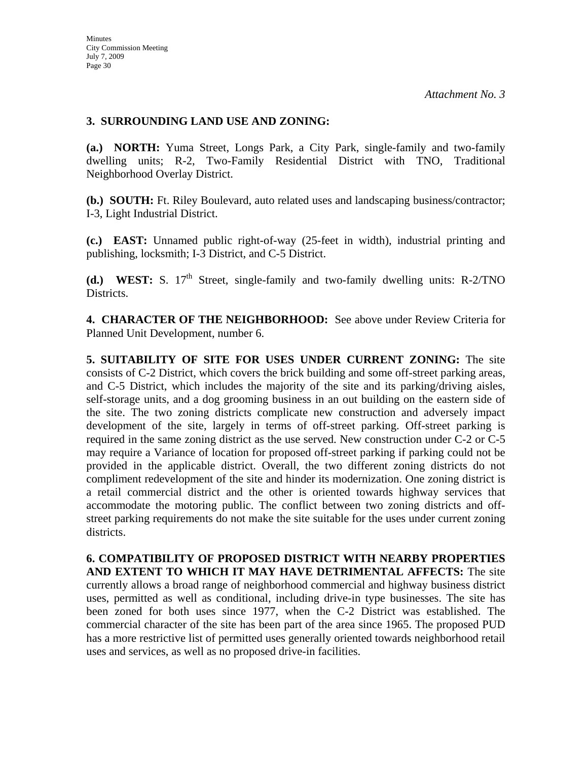*Attachment No. 3*

**3. SURROUNDING LAND USE AND ZONING:**

**(a.) NORTH:** Yuma Street, Longs Park, a City Park, single-family and two-family dwelling units; R-2, Two-Family Residential District with TNO, Traditional Neighborhood Overlay District.

**(b.) SOUTH:** Ft. Riley Boulevard, auto related uses and landscaping business/contractor; I-3, Light Industrial District.

**(c.) EAST:** Unnamed public right-of-way (25-feet in width), industrial printing and publishing, locksmith; I-3 District, and C-5 District.

**(d.) WEST:** S. 17th Street, single-family and two-family dwelling units: R-2/TNO Districts.

**4. CHARACTER OF THE NEIGHBORHOOD:** See above under Review Criteria for Planned Unit Development, number 6.

**5. SUITABILITY OF SITE FOR USES UNDER CURRENT ZONING:** The site consists of C-2 District, which covers the brick building and some off-street parking areas, and C-5 District, which includes the majority of the site and its parking/driving aisles, self-storage units, and a dog grooming business in an out building on the eastern side of the site. The two zoning districts complicate new construction and adversely impact development of the site, largely in terms of off-street parking. Off-street parking is required in the same zoning district as the use served. New construction under C-2 or C-5 may require a Variance of location for proposed off-street parking if parking could not be provided in the applicable district. Overall, the two different zoning districts do not compliment redevelopment of the site and hinder its modernization. One zoning district is a retail commercial district and the other is oriented towards highway services that accommodate the motoring public. The conflict between two zoning districts and off-street parking requirements do not make the site suitable for the uses under current zoning districts.

**6. COMPATIBILITY OF PROPOSED DISTRICT WITH NEARBY PROPERTIES AND EXTENT TO WHICH IT MAY HAVE DETRIMENTAL AFFECTS:** The site currently allows a broad range of neighborhood commercial and highway business district uses, permitted as well as conditional, including drive-in type businesses. The site has been zoned for both uses since 1977, when the C-2 District was established. The commercial character of the site has been part of the area since 1965. The proposed PUD has a more restrictive list of permitted uses generally oriented towards neighborhood retail uses and services, as well as no proposed drive-in facilities.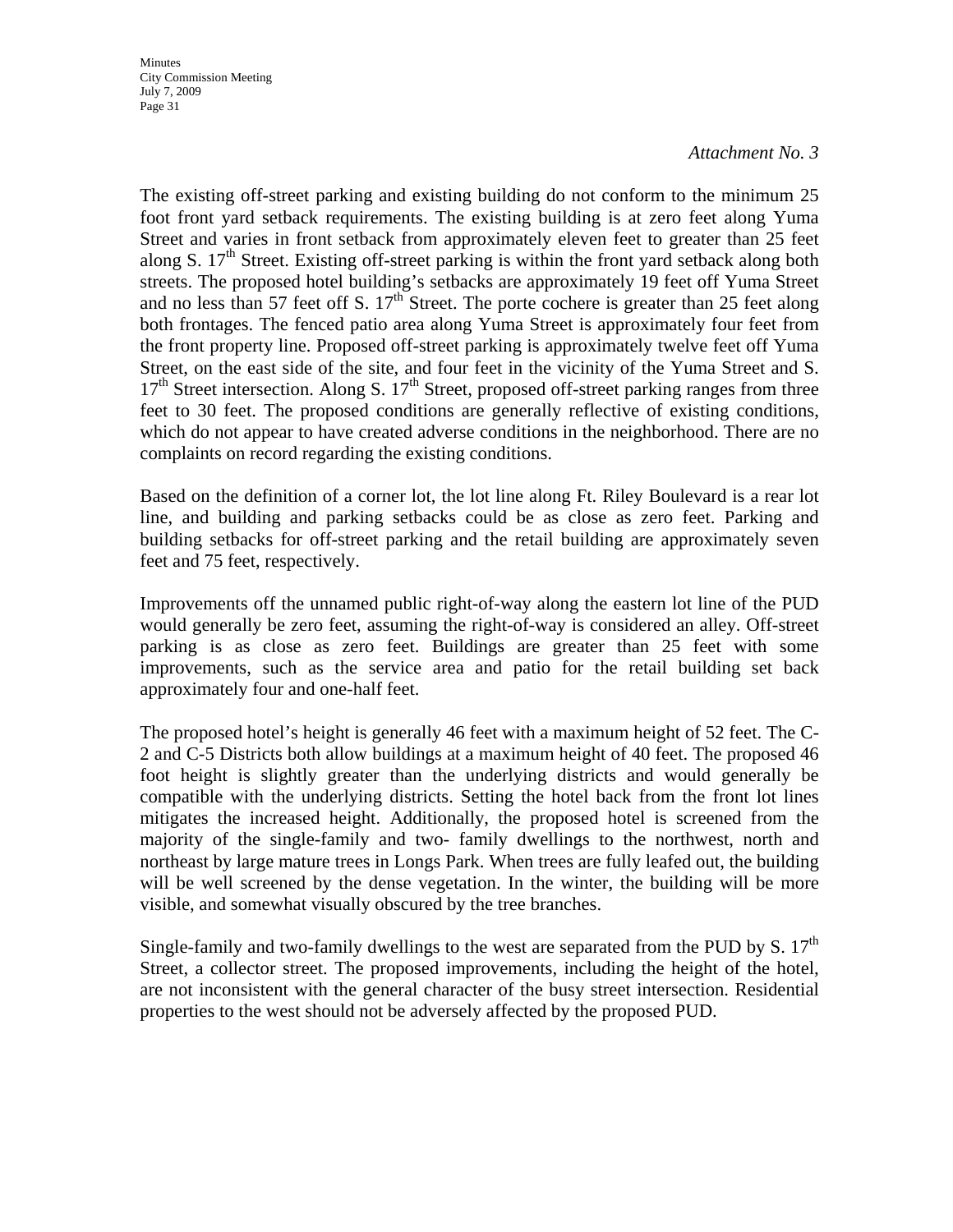*Attachment No. 3*

The existing off-street parking and existing building do not conform to the minimum 25 foot front yard setback requirements. The existing building is at zero feet along Yuma Street and varies in front setback from approximately eleven feet to greater than 25 feet along S. 17th Street. Existing off-street parking is within the front yard setback along both streets. The proposed hotel building's setbacks are approximately 19 feet off Yuma Street and no less than 57 feet off S. 17th Street. The porte cochere is greater than 25 feet along both frontages. The fenced patio area along Yuma Street is approximately four feet from the front property line. Proposed off-street parking is approximately twelve feet off Yuma Street, on the east side of the site, and four feet in the vicinity of the Yuma Street and S. 17th Street intersection. Along S. 17th Street, proposed off-street parking ranges from three feet to 30 feet. The proposed conditions are generally reflective of existing conditions, which do not appear to have created adverse conditions in the neighborhood. There are no complaints on record regarding the existing conditions.

Based on the definition of a corner lot, the lot line along Ft. Riley Boulevard is a rear lot line, and building and parking setbacks could be as close as zero feet. Parking and building setbacks for off-street parking and the retail building are approximately seven feet and 75 feet, respectively.

Improvements off the unnamed public right-of-way along the eastern lot line of the PUD would generally be zero feet, assuming the right-of-way is considered an alley. Off-street parking is as close as zero feet. Buildings are greater than 25 feet with some improvements, such as the service area and patio for the retail building set back approximately four and one-half feet.

The proposed hotel's height is generally 46 feet with a maximum height of 52 feet. The C-2 and C-5 Districts both allow buildings at a maximum height of 40 feet. The proposed 46 foot height is slightly greater than the underlying districts and would generally be compatible with the underlying districts. Setting the hotel back from the front lot lines mitigates the increased height. Additionally, the proposed hotel is screened from the majority of the single-family and two- family dwellings to the northwest, north and northeast by large mature trees in Longs Park. When trees are fully leafed out, the building will be well screened by the dense vegetation. In the winter, the building will be more visible, and somewhat visually obscured by the tree branches.

Single-family and two-family dwellings to the west are separated from the PUD by S. 17th Street, a collector street. The proposed improvements, including the height of the hotel, are not inconsistent with the general character of the busy street intersection. Residential properties to the west should not be adversely affected by the proposed PUD.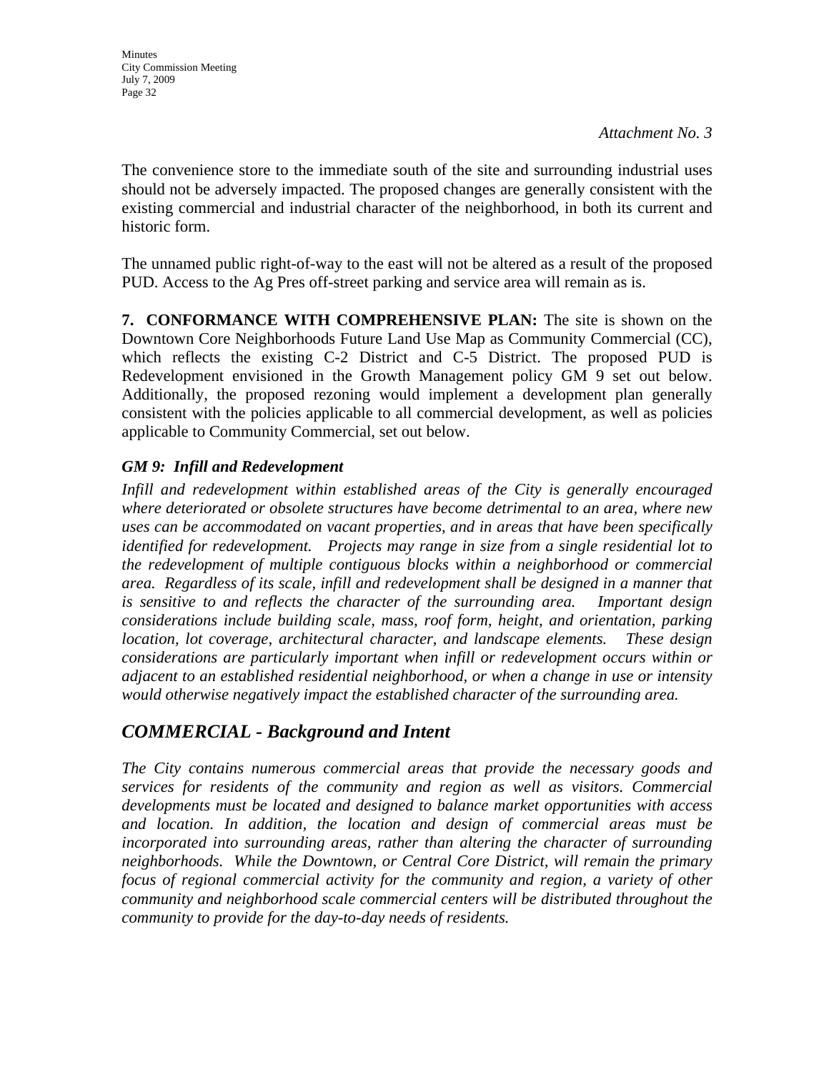*Attachment No. 3*

The convenience store to the immediate south of the site and surrounding industrial uses should not be adversely impacted. The proposed changes are generally consistent with the existing commercial and industrial character of the neighborhood, in both its current and historic form.

The unnamed public right-of-way to the east will not be altered as a result of the proposed PUD. Access to the Ag Pres off-street parking and service area will remain as is.

**7. CONFORMANCE WITH COMPREHENSIVE PLAN:** The site is shown on the Downtown Core Neighborhoods Future Land Use Map as Community Commercial (CC), which reflects the existing C-2 District and C-5 District. The proposed PUD is Redevelopment envisioned in the Growth Management policy GM 9 set out below. Additionally, the proposed rezoning would implement a development plan generally consistent with the policies applicable to all commercial development, as well as policies applicable to Community Commercial, set out below.

***GM 9: Infill and Redevelopment***

*Infill and redevelopment within established areas of the City is generally encouraged where deteriorated or obsolete structures have become detrimental to an area, where new uses can be accommodated on vacant properties, and in areas that have been specifically identified for redevelopment. Projects may range in size from a single residential lot to the redevelopment of multiple contiguous blocks within a neighborhood or commercial area. Regardless of its scale, infill and redevelopment shall be designed in a manner that is sensitive to and reflects the character of the surrounding area. Important design considerations include building scale, mass, roof form, height, and orientation, parking location, lot coverage, architectural character, and landscape elements. These design considerations are particularly important when infill or redevelopment occurs within or adjacent to an established residential neighborhood, or when a change in use or intensity would otherwise negatively impact the established character of the surrounding area.*

## *COMMERCIAL - Background and Intent*

*The City contains numerous commercial areas that provide the necessary goods and services for residents of the community and region as well as visitors. Commercial developments must be located and designed to balance market opportunities with access and location. In addition, the location and design of commercial areas must be incorporated into surrounding areas, rather than altering the character of surrounding neighborhoods. While the Downtown, or Central Core District, will remain the primary focus of regional commercial activity for the community and region, a variety of other community and neighborhood scale commercial centers will be distributed throughout the community to provide for the day-to-day needs of residents.*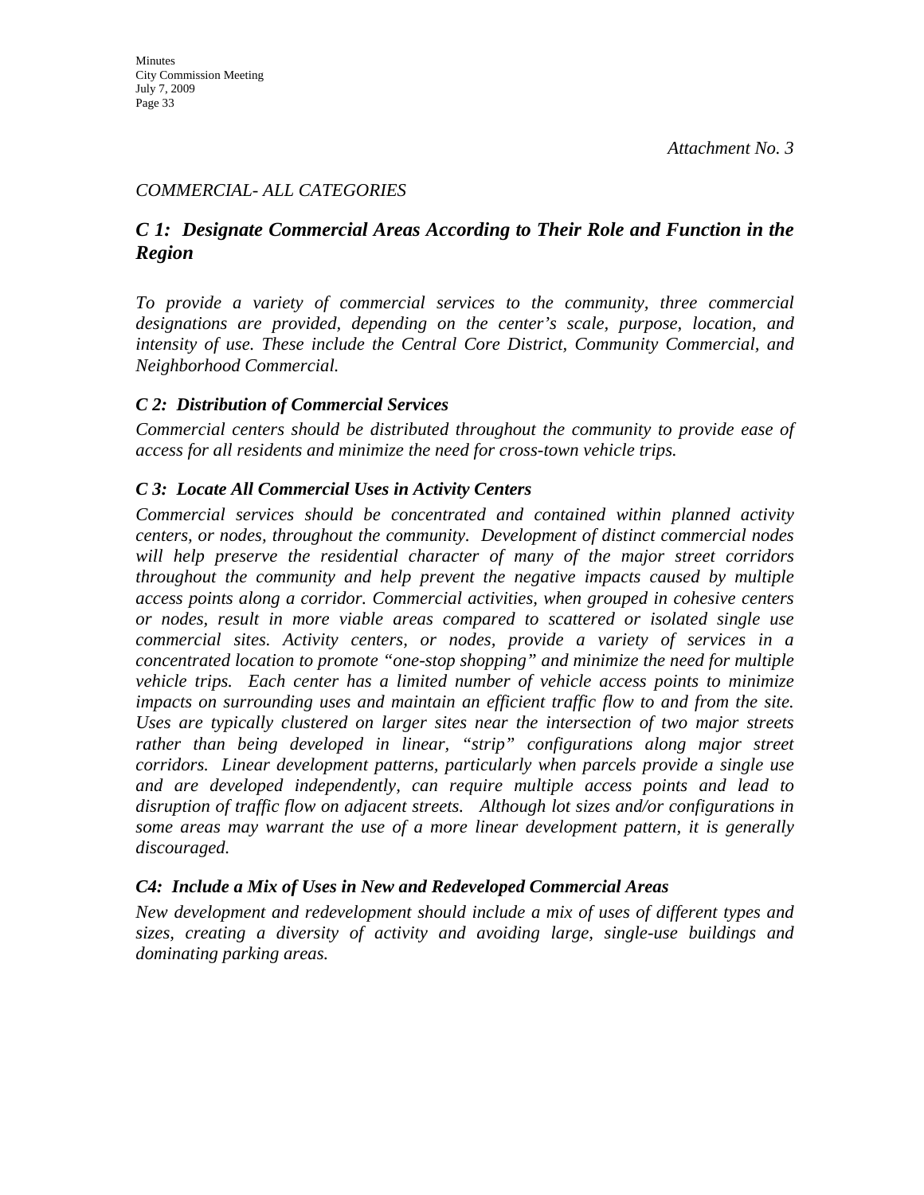*Attachment No. 3*

*COMMERCIAL- ALL CATEGORIES*

## *C 1: Designate Commercial Areas According to Their Role and Function in the Region*

*To provide a variety of commercial services to the community, three commercial designations are provided, depending on the center's scale, purpose, location, and intensity of use. These include the Central Core District, Community Commercial, and Neighborhood Commercial.*

### *C 2: Distribution of Commercial Services*

*Commercial centers should be distributed throughout the community to provide ease of access for all residents and minimize the need for cross-town vehicle trips.*

### *C 3: Locate All Commercial Uses in Activity Centers*

*Commercial services should be concentrated and contained within planned activity centers, or nodes, throughout the community. Development of distinct commercial nodes will help preserve the residential character of many of the major street corridors throughout the community and help prevent the negative impacts caused by multiple access points along a corridor. Commercial activities, when grouped in cohesive centers or nodes, result in more viable areas compared to scattered or isolated single use commercial sites. Activity centers, or nodes, provide a variety of services in a concentrated location to promote "one-stop shopping" and minimize the need for multiple vehicle trips. Each center has a limited number of vehicle access points to minimize impacts on surrounding uses and maintain an efficient traffic flow to and from the site. Uses are typically clustered on larger sites near the intersection of two major streets rather than being developed in linear, "strip" configurations along major street corridors. Linear development patterns, particularly when parcels provide a single use and are developed independently, can require multiple access points and lead to disruption of traffic flow on adjacent streets. Although lot sizes and/or configurations in some areas may warrant the use of a more linear development pattern, it is generally discouraged.*

### *C4: Include a Mix of Uses in New and Redeveloped Commercial Areas*

*New development and redevelopment should include a mix of uses of different types and sizes, creating a diversity of activity and avoiding large, single-use buildings and dominating parking areas.*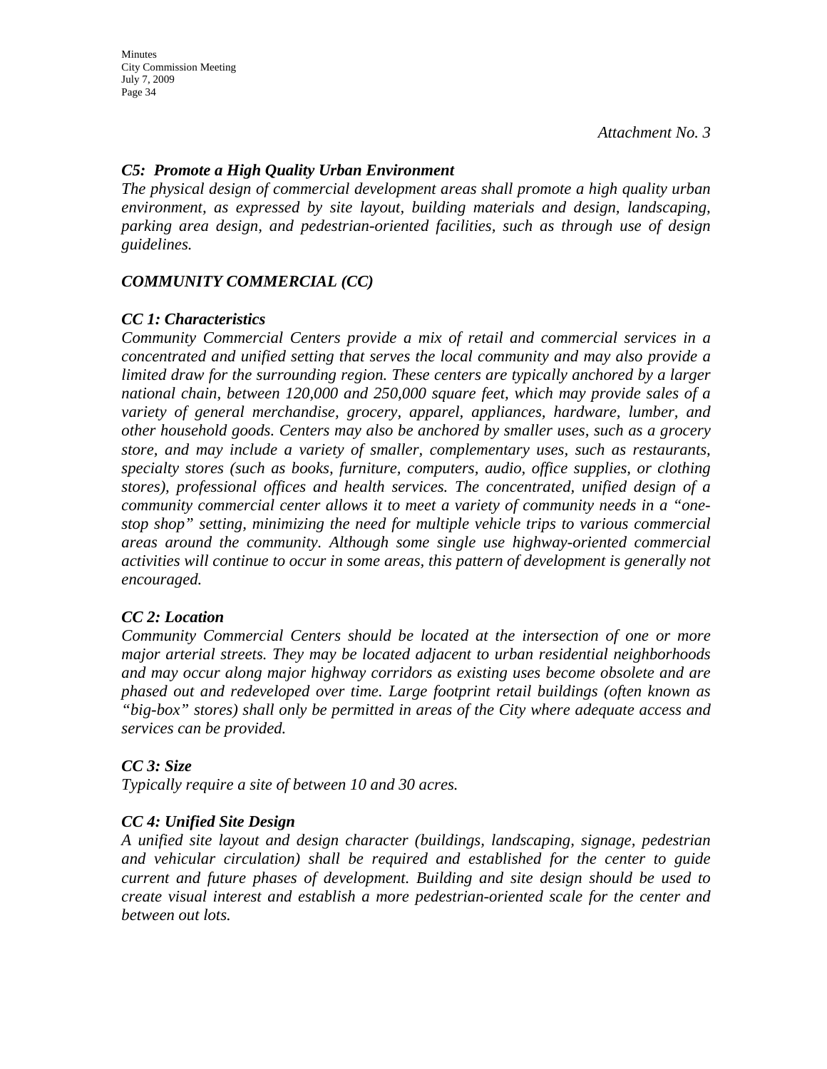*Attachment No. 3*

### *C5: Promote a High Quality Urban Environment*

*The physical design of commercial development areas shall promote a high quality urban environment, as expressed by site layout, building materials and design, landscaping, parking area design, and pedestrian-oriented facilities, such as through use of design guidelines.*

## *COMMUNITY COMMERCIAL (CC)*

### *CC 1: Characteristics*

*Community Commercial Centers provide a mix of retail and commercial services in a concentrated and unified setting that serves the local community and may also provide a limited draw for the surrounding region. These centers are typically anchored by a larger national chain, between 120,000 and 250,000 square feet, which may provide sales of a variety of general merchandise, grocery, apparel, appliances, hardware, lumber, and other household goods. Centers may also be anchored by smaller uses, such as a grocery store, and may include a variety of smaller, complementary uses, such as restaurants, specialty stores (such as books, furniture, computers, audio, office supplies, or clothing stores), professional offices and health services. The concentrated, unified design of a community commercial center allows it to meet a variety of community needs in a "one-stop shop" setting, minimizing the need for multiple vehicle trips to various commercial areas around the community. Although some single use highway-oriented commercial activities will continue to occur in some areas, this pattern of development is generally not encouraged.*

### *CC 2: Location*

*Community Commercial Centers should be located at the intersection of one or more major arterial streets. They may be located adjacent to urban residential neighborhoods and may occur along major highway corridors as existing uses become obsolete and are phased out and redeveloped over time. Large footprint retail buildings (often known as "big-box" stores) shall only be permitted in areas of the City where adequate access and services can be provided.*

### *CC 3: Size*

*Typically require a site of between 10 and 30 acres.*

### *CC 4: Unified Site Design*

*A unified site layout and design character (buildings, landscaping, signage, pedestrian and vehicular circulation) shall be required and established for the center to guide current and future phases of development. Building and site design should be used to create visual interest and establish a more pedestrian-oriented scale for the center and between out lots.*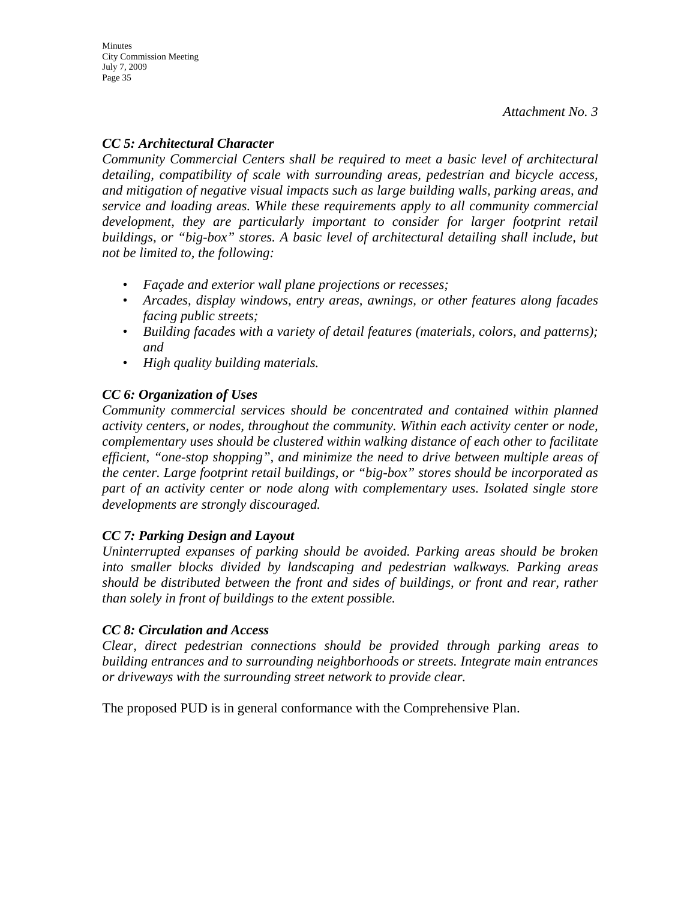*Attachment No. 3*

***CC 5: Architectural Character***

*Community Commercial Centers shall be required to meet a basic level of architectural detailing, compatibility of scale with surrounding areas, pedestrian and bicycle access, and mitigation of negative visual impacts such as large building walls, parking areas, and service and loading areas. While these requirements apply to all community commercial development, they are particularly important to consider for larger footprint retail buildings, or "big-box" stores. A basic level of architectural detailing shall include, but not be limited to, the following:*

- *Façade and exterior wall plane projections or recesses;*
- *Arcades, display windows, entry areas, awnings, or other features along facades facing public streets;*
- *Building facades with a variety of detail features (materials, colors, and patterns); and*
- *High quality building materials.*

***CC 6: Organization of Uses***

*Community commercial services should be concentrated and contained within planned activity centers, or nodes, throughout the community. Within each activity center or node, complementary uses should be clustered within walking distance of each other to facilitate efficient, "one-stop shopping", and minimize the need to drive between multiple areas of the center. Large footprint retail buildings, or "big-box" stores should be incorporated as part of an activity center or node along with complementary uses. Isolated single store developments are strongly discouraged.*

***CC 7: Parking Design and Layout***

*Uninterrupted expanses of parking should be avoided. Parking areas should be broken into smaller blocks divided by landscaping and pedestrian walkways. Parking areas should be distributed between the front and sides of buildings, or front and rear, rather than solely in front of buildings to the extent possible.*

***CC 8: Circulation and Access***

*Clear, direct pedestrian connections should be provided through parking areas to building entrances and to surrounding neighborhoods or streets. Integrate main entrances or driveways with the surrounding street network to provide clear.*

The proposed PUD is in general conformance with the Comprehensive Plan.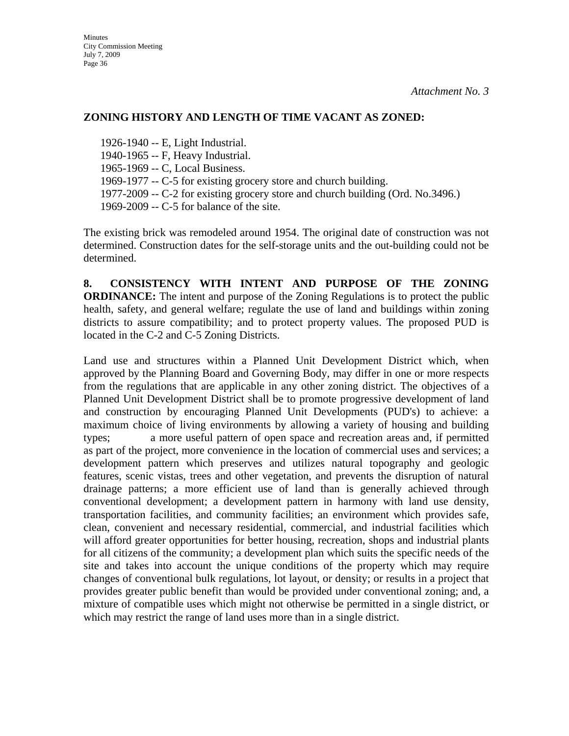*Attachment No. 3*

**ZONING HISTORY AND LENGTH OF TIME VACANT AS ZONED:**

1926-1940 -- E, Light Industrial.
1940-1965 -- F, Heavy Industrial.
1965-1969 -- C, Local Business.
1969-1977 -- C-5 for existing grocery store and church building.
1977-2009 -- C-2 for existing grocery store and church building (Ord. No.3496.)
1969-2009 -- C-5 for balance of the site.

The existing brick was remodeled around 1954. The original date of construction was not determined. Construction dates for the self-storage units and the out-building could not be determined.

**8. CONSISTENCY WITH INTENT AND PURPOSE OF THE ZONING ORDINANCE:** The intent and purpose of the Zoning Regulations is to protect the public health, safety, and general welfare; regulate the use of land and buildings within zoning districts to assure compatibility; and to protect property values. The proposed PUD is located in the C-2 and C-5 Zoning Districts.

Land use and structures within a Planned Unit Development District which, when approved by the Planning Board and Governing Body, may differ in one or more respects from the regulations that are applicable in any other zoning district. The objectives of a Planned Unit Development District shall be to promote progressive development of land and construction by encouraging Planned Unit Developments (PUD's) to achieve: a maximum choice of living environments by allowing a variety of housing and building types; a more useful pattern of open space and recreation areas and, if permitted as part of the project, more convenience in the location of commercial uses and services; a development pattern which preserves and utilizes natural topography and geologic features, scenic vistas, trees and other vegetation, and prevents the disruption of natural drainage patterns; a more efficient use of land than is generally achieved through conventional development; a development pattern in harmony with land use density, transportation facilities, and community facilities; an environment which provides safe, clean, convenient and necessary residential, commercial, and industrial facilities which will afford greater opportunities for better housing, recreation, shops and industrial plants for all citizens of the community; a development plan which suits the specific needs of the site and takes into account the unique conditions of the property which may require changes of conventional bulk regulations, lot layout, or density; or results in a project that provides greater public benefit than would be provided under conventional zoning; and, a mixture of compatible uses which might not otherwise be permitted in a single district, or which may restrict the range of land uses more than in a single district.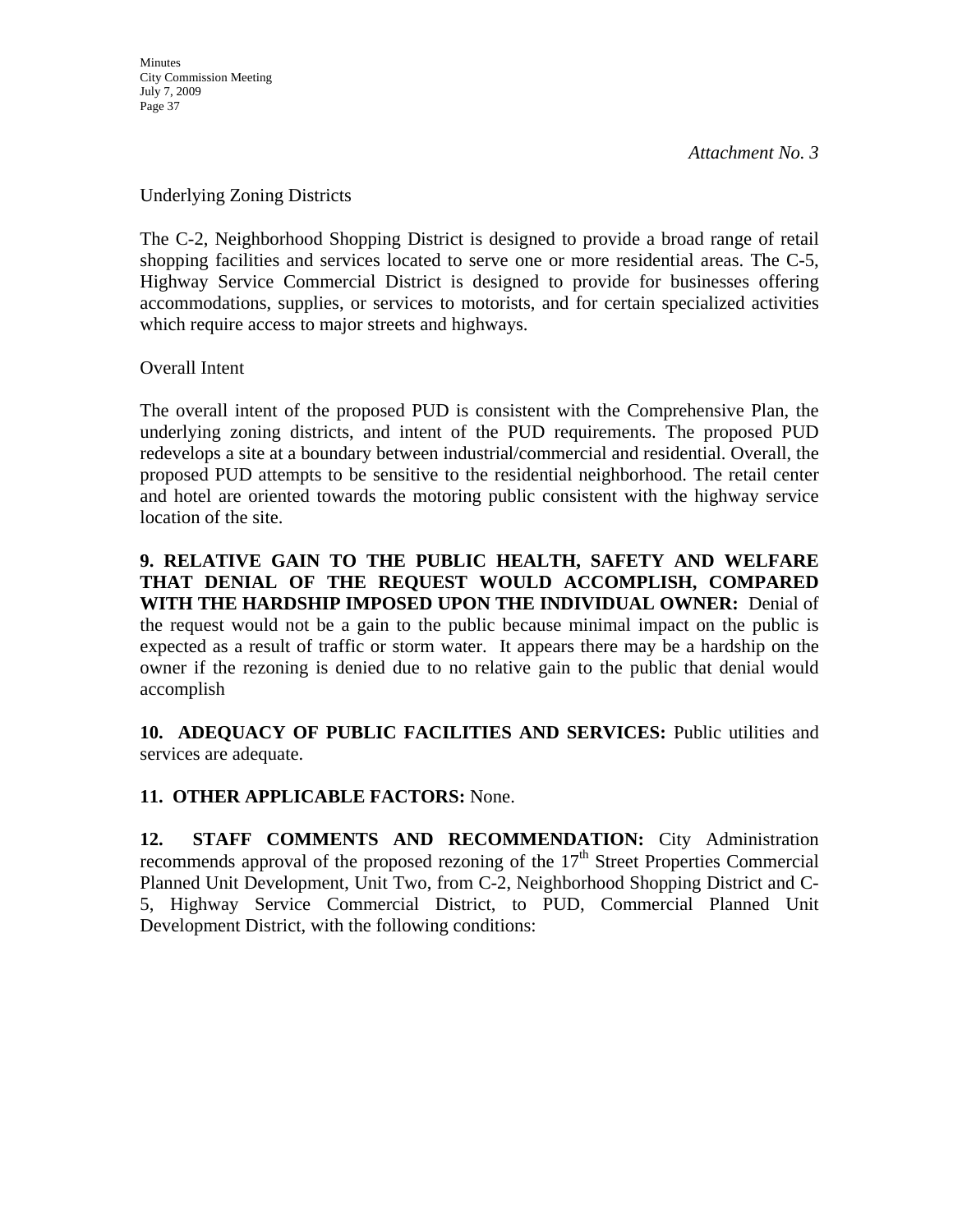*Attachment No. 3*

Underlying Zoning Districts

The C-2, Neighborhood Shopping District is designed to provide a broad range of retail shopping facilities and services located to serve one or more residential areas. The C-5, Highway Service Commercial District is designed to provide for businesses offering accommodations, supplies, or services to motorists, and for certain specialized activities which require access to major streets and highways.

Overall Intent

The overall intent of the proposed PUD is consistent with the Comprehensive Plan, the underlying zoning districts, and intent of the PUD requirements. The proposed PUD redevelops a site at a boundary between industrial/commercial and residential. Overall, the proposed PUD attempts to be sensitive to the residential neighborhood. The retail center and hotel are oriented towards the motoring public consistent with the highway service location of the site.

**9. RELATIVE GAIN TO THE PUBLIC HEALTH, SAFETY AND WELFARE THAT DENIAL OF THE REQUEST WOULD ACCOMPLISH, COMPARED WITH THE HARDSHIP IMPOSED UPON THE INDIVIDUAL OWNER:** Denial of the request would not be a gain to the public because minimal impact on the public is expected as a result of traffic or storm water. It appears there may be a hardship on the owner if the rezoning is denied due to no relative gain to the public that denial would accomplish

**10. ADEQUACY OF PUBLIC FACILITIES AND SERVICES:** Public utilities and services are adequate.

**11. OTHER APPLICABLE FACTORS:** None.

**12. STAFF COMMENTS AND RECOMMENDATION:** City Administration recommends approval of the proposed rezoning of the 17th Street Properties Commercial Planned Unit Development, Unit Two, from C-2, Neighborhood Shopping District and C-5, Highway Service Commercial District, to PUD, Commercial Planned Unit Development District, with the following conditions: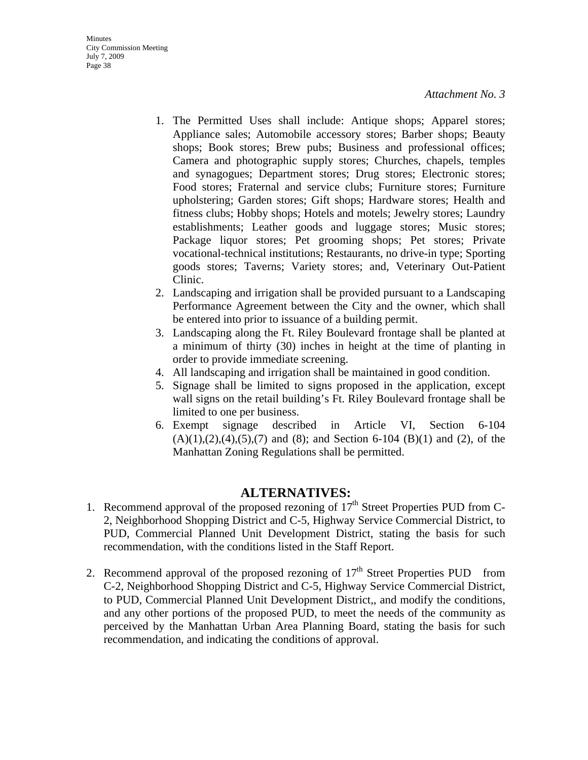*Attachment No. 3*

1. The Permitted Uses shall include: Antique shops; Apparel stores; Appliance sales; Automobile accessory stores; Barber shops; Beauty shops; Book stores; Brew pubs; Business and professional offices; Camera and photographic supply stores; Churches, chapels, temples and synagogues; Department stores; Drug stores; Electronic stores; Food stores; Fraternal and service clubs; Furniture stores; Furniture upholstering; Garden stores; Gift shops; Hardware stores; Health and fitness clubs; Hobby shops; Hotels and motels; Jewelry stores; Laundry establishments; Leather goods and luggage stores; Music stores; Package liquor stores; Pet grooming shops; Pet stores; Private vocational-technical institutions; Restaurants, no drive-in type; Sporting goods stores; Taverns; Variety stores; and, Veterinary Out-Patient Clinic.
2. Landscaping and irrigation shall be provided pursuant to a Landscaping Performance Agreement between the City and the owner, which shall be entered into prior to issuance of a building permit.
3. Landscaping along the Ft. Riley Boulevard frontage shall be planted at a minimum of thirty (30) inches in height at the time of planting in order to provide immediate screening.
4. All landscaping and irrigation shall be maintained in good condition.
5. Signage shall be limited to signs proposed in the application, except wall signs on the retail building's Ft. Riley Boulevard frontage shall be limited to one per business.
6. Exempt signage described in Article VI, Section 6-104 (A)(1),(2),(4),(5),(7) and (8); and Section 6-104 (B)(1) and (2), of the Manhattan Zoning Regulations shall be permitted.

## ALTERNATIVES:

1. Recommend approval of the proposed rezoning of 17th Street Properties PUD from C-2, Neighborhood Shopping District and C-5, Highway Service Commercial District, to PUD, Commercial Planned Unit Development District, stating the basis for such recommendation, with the conditions listed in the Staff Report.

2. Recommend approval of the proposed rezoning of 17th Street Properties PUD from C-2, Neighborhood Shopping District and C-5, Highway Service Commercial District, to PUD, Commercial Planned Unit Development District,, and modify the conditions, and any other portions of the proposed PUD, to meet the needs of the community as perceived by the Manhattan Urban Area Planning Board, stating the basis for such recommendation, and indicating the conditions of approval.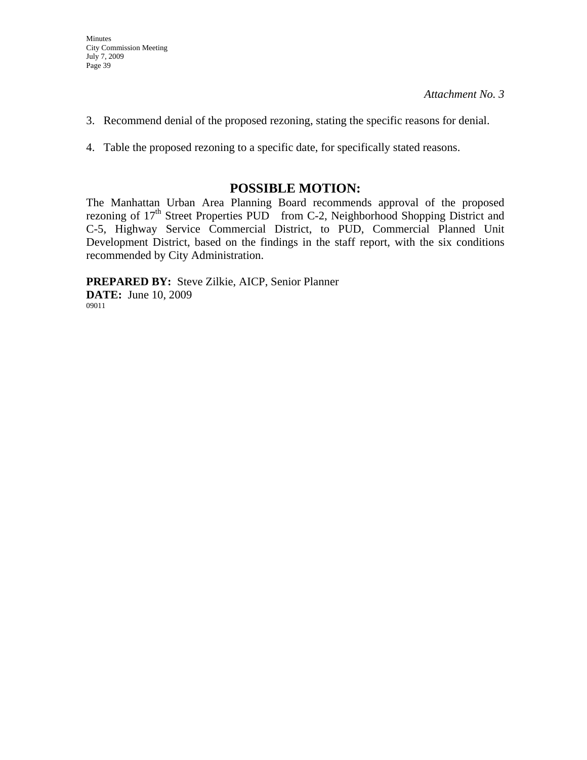*Attachment No. 3*

3. Recommend denial of the proposed rezoning, stating the specific reasons for denial.

4. Table the proposed rezoning to a specific date, for specifically stated reasons.

## POSSIBLE MOTION:

The Manhattan Urban Area Planning Board recommends approval of the proposed rezoning of 17th Street Properties PUD from C-2, Neighborhood Shopping District and C-5, Highway Service Commercial District, to PUD, Commercial Planned Unit Development District, based on the findings in the staff report, with the six conditions recommended by City Administration.

**PREPARED BY:** Steve Zilkie, AICP, Senior Planner
**DATE:** June 10, 2009
09011